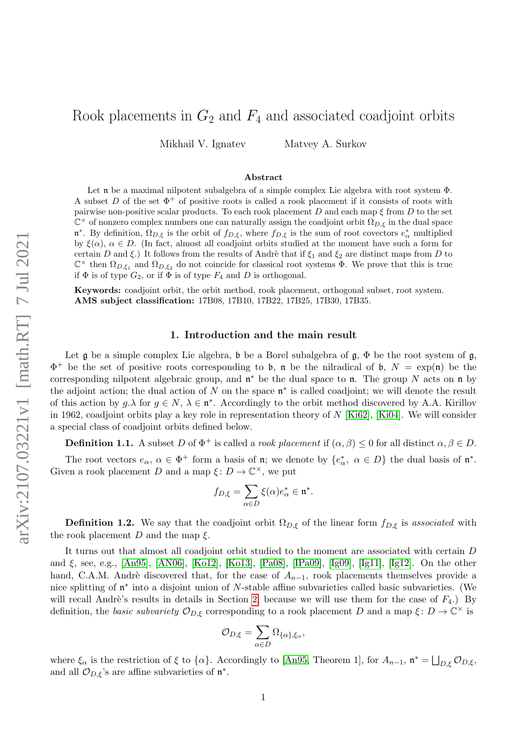# Rook placements in $G_2$ and $F_4$ and associated coadjoint orbits

Mikhail V. Ignatev Matvey A. Surkov

### Abstract

Let $\mathfrak{n}$ be a maximal nilpotent subalgebra of a simple complex Lie algebra with root system $\Phi$. A subset $D$ of the set $\Phi^+$ of positive roots is called a rook placement if it consists of roots with pairwise non-positive scalar products. To each rook placement $D$ and each map $\xi$ from $D$ to the set $\mathbb{C}^\times$ of nonzero complex numbers one can naturally assign the coadjoint orbit $\Omega_{D,\xi}$ in the dual space $\mathfrak{n}^*$. By definition, $\Omega_{D,\xi}$ is the orbit of $f_{D,\xi}$, where $f_{D,\xi}$ is the sum of root covectors $e^*_\alpha$ multiplied by $\xi(\alpha)$, $\alpha \in D$. (In fact, almost all coadjoint orbits studied at the moment have such a form for certain $D$ and $\xi$.) It follows from the results of André that if $\xi_1$ and $\xi_2$ are distinct maps from $D$ to $\mathbb{C}^\times$ then $\Omega_{D,\xi_1}$ and $\Omega_{D,\xi_2}$ do not coincide for classical root systems $\Phi$. We prove that this is true if $\Phi$ is of type $G_2$, or if $\Phi$ is of type $F_4$ and $D$ is orthogonal.

**Keywords:** coadjoint orbit, the orbit method, rook placement, orthogonal subset, root system.
**AMS subject classification:** 17B08, 17B10, 17B22, 17B25, 17B30, 17B35.

## 1. Introduction and the main result

Let $\mathfrak{g}$ be a simple complex Lie algebra, $\mathfrak{b}$ be a Borel subalgebra of $\mathfrak{g}$, $\Phi$ be the root system of $\mathfrak{g}$, $\Phi^+$ be the set of positive roots corresponding to $\mathfrak{b}$, $\mathfrak{n}$ be the nilradical of $\mathfrak{b}$, $N = \exp(\mathfrak{n})$ be the corresponding nilpotent algebraic group, and $\mathfrak{n}^*$ be the dual space to $\mathfrak{n}$. The group $N$ acts on $\mathfrak{n}$ by the adjoint action; the dual action of $N$ on the space $\mathfrak{n}^*$ is called coadjoint; we will denote the result of this action by $g.\lambda$ for $g \in N$, $\lambda \in \mathfrak{n}^*$. Accordingly to the orbit method discovered by A.A. Kirillov in 1962, coadjoint orbits play a key role in representation theory of $N$ [Ki62], [Ki04]. We will consider a special class of coadjoint orbits defined below.

**Definition 1.1.** A subset $D$ of $\Phi^+$ is called a *rook placement* if $(\alpha, \beta) \le 0$ for all distinct $\alpha, \beta \in D$.

The root vectors $e_\alpha$, $\alpha \in \Phi^+$ form a basis of $\mathfrak{n}$; we denote by $\{e^*_\alpha,\ \alpha \in D\}$ the dual basis of $\mathfrak{n}^*$. Given a rook placement $D$ and a map $\xi\colon D \to \mathbb{C}^\times$, we put

$$f_{D,\xi} = \sum_{\alpha \in D} \xi(\alpha) e^*_\alpha \in \mathfrak{n}^*.$$

**Definition 1.2.** We say that the coadjoint orbit $\Omega_{D,\xi}$ of the linear form $f_{D,\xi}$ is *associated* with the rook placement $D$ and the map $\xi$.

It turns out that almost all coadjoint orbit studied to the moment are associated with certain $D$ and $\xi$, see, e.g., [An95], [AN06], [Ko12], [Ko13], [Pa08], [IPa09], [Ig09], [Ig11], [Ig12]. On the other hand, C.A.M. André discovered that, for the case of $A_{n-1}$, rook placements themselves provide a nice splitting of $\mathfrak{n}^*$ into a disjoint union of $N$-stable affine subvarieties called basic subvarieties. (We will recall André's results in details in Section 2, because we will use them for the case of $F_4$.) By definition, the *basic subvariety* $\mathcal{O}_{D,\xi}$ corresponding to a rook placement $D$ and a map $\xi\colon D \to \mathbb{C}^\times$ is

$$\mathcal{O}_{D,\xi} = \sum_{\alpha \in D} \Omega_{\{\alpha\},\xi_\alpha},$$

where $\xi_\alpha$ is the restriction of $\xi$ to $\{\alpha\}$. Accordingly to [An95, Theorem 1], for $A_{n-1}$, $\mathfrak{n}^* = \bigsqcup_{D,\xi} \mathcal{O}_{D,\xi}$, and all $\mathcal{O}_{D,\xi}$'s are affine subvarieties of $\mathfrak{n}^*$.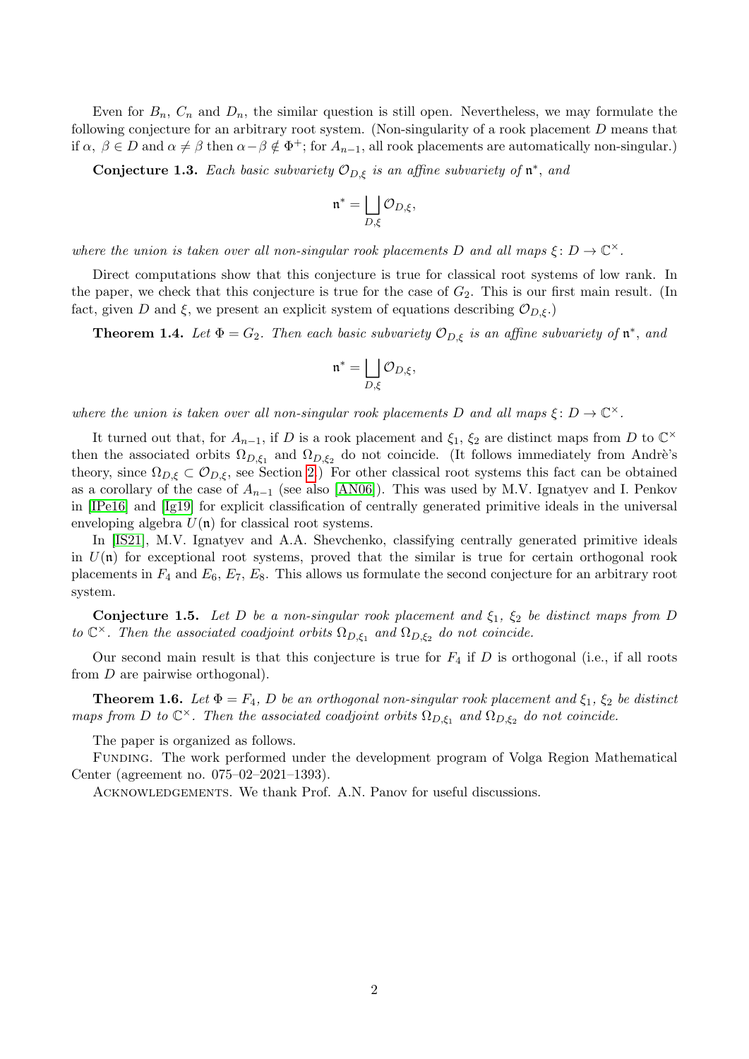Even for $B_n$, $C_n$ and $D_n$, the similar question is still open. Nevertheless, we may formulate the following conjecture for an arbitrary root system. (Non-singularity of a rook placement $D$ means that if $\alpha,\ \beta \in D$ and $\alpha \neq \beta$ then $\alpha - \beta \notin \Phi^+$; for $A_{n-1}$, all rook placements are automatically non-singular.)

**Conjecture 1.3.** *Each basic subvariety $\mathcal{O}_{D,\xi}$ is an affine subvariety of $\mathfrak{n}^*$, and*

$$\mathfrak{n}^* = \bigsqcup_{D,\xi} \mathcal{O}_{D,\xi},$$

*where the union is taken over all non-singular rook placements $D$ and all maps $\xi \colon D \to \mathbb{C}^\times$.*

Direct computations show that this conjecture is true for classical root systems of low rank. In the paper, we check that this conjecture is true for the case of $G_2$. This is our first main result. (In fact, given $D$ and $\xi$, we present an explicit system of equations describing $\mathcal{O}_{D,\xi}$.)

**Theorem 1.4.** *Let $\Phi = G_2$. Then each basic subvariety $\mathcal{O}_{D,\xi}$ is an affine subvariety of $\mathfrak{n}^*$, and*

$$\mathfrak{n}^* = \bigsqcup_{D,\xi} \mathcal{O}_{D,\xi},$$

*where the union is taken over all non-singular rook placements $D$ and all maps $\xi \colon D \to \mathbb{C}^\times$.*

It turned out that, for $A_{n-1}$, if $D$ is a rook placement and $\xi_1$, $\xi_2$ are distinct maps from $D$ to $\mathbb{C}^\times$ then the associated orbits $\Omega_{D,\xi_1}$ and $\Omega_{D,\xi_2}$ do not coincide. (It follows immediately from Andrè's theory, since $\Omega_{D,\xi} \subset \mathcal{O}_{D,\xi}$, see Section 2.) For other classical root systems this fact can be obtained as a corollary of the case of $A_{n-1}$ (see also [AN06]). This was used by M.V. Ignatyev and I. Penkov in [IPe16] and [Ig19] for explicit classification of centrally generated primitive ideals in the universal enveloping algebra $U(\mathfrak{n})$ for classical root systems.

In [IS21], M.V. Ignatyev and A.A. Shevchenko, classifying centrally generated primitive ideals in $U(\mathfrak{n})$ for exceptional root systems, proved that the similar is true for certain orthogonal rook placements in $F_4$ and $E_6$, $E_7$, $E_8$. This allows us formulate the second conjecture for an arbitrary root system.

**Conjecture 1.5.** *Let $D$ be a non-singular rook placement and $\xi_1$, $\xi_2$ be distinct maps from $D$ to $\mathbb{C}^\times$. Then the associated coadjoint orbits $\Omega_{D,\xi_1}$ and $\Omega_{D,\xi_2}$ do not coincide.*

Our second main result is that this conjecture is true for $F_4$ if $D$ is orthogonal (i.e., if all roots from $D$ are pairwise orthogonal).

**Theorem 1.6.** *Let $\Phi = F_4$, $D$ be an orthogonal non-singular rook placement and $\xi_1$, $\xi_2$ be distinct maps from $D$ to $\mathbb{C}^\times$. Then the associated coadjoint orbits $\Omega_{D,\xi_1}$ and $\Omega_{D,\xi_2}$ do not coincide.*

The paper is organized as follows.

Funding. The work performed under the development program of Volga Region Mathematical Center (agreement no. 075–02–2021–1393).

Acknowledgements. We thank Prof. A.N. Panov for useful discussions.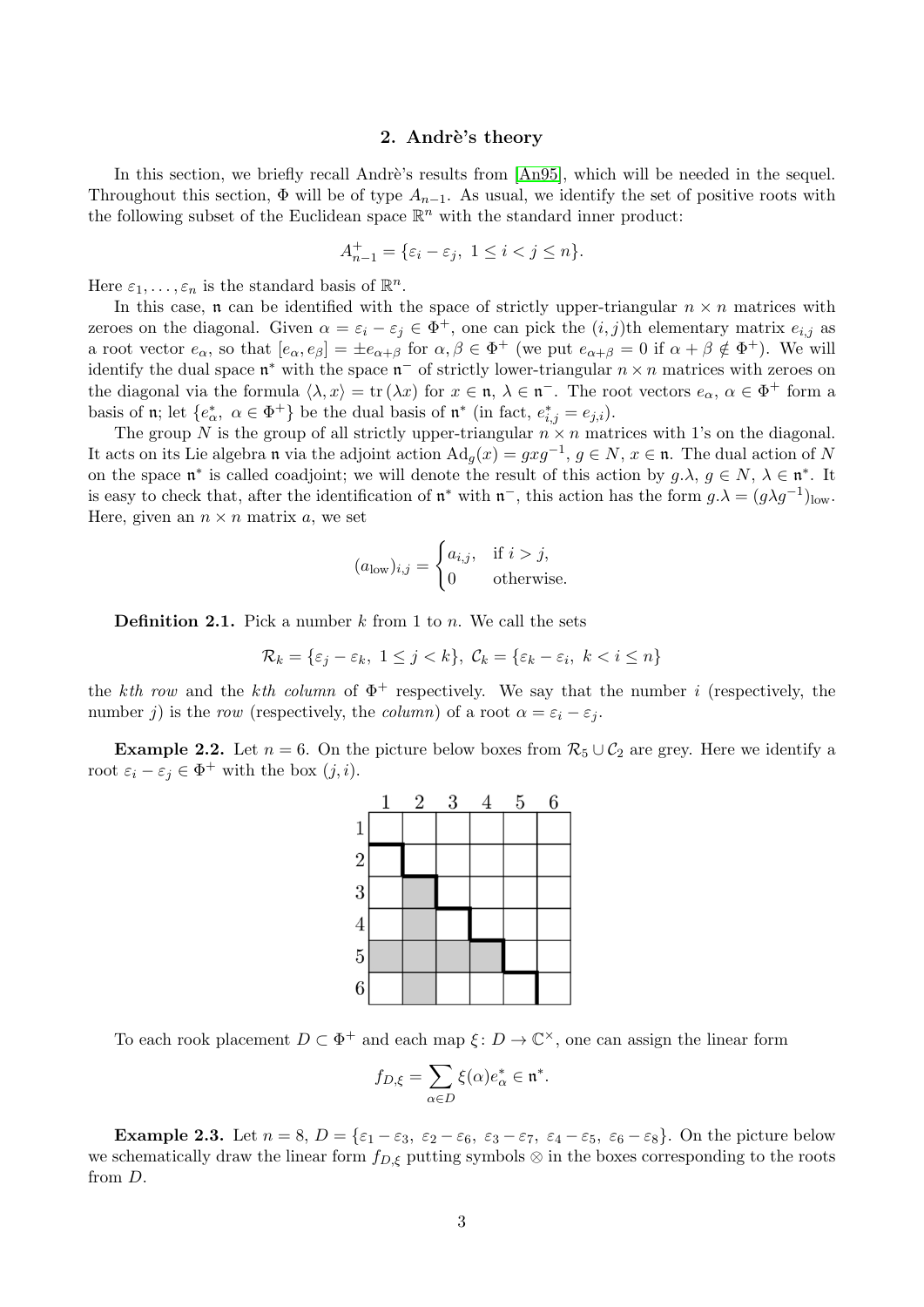## 2. Andrè's theory

In this section, we briefly recall Andrè's results from [An95], which will be needed in the sequel. Throughout this section, $\Phi$ will be of type $A_{n-1}$. As usual, we identify the set of positive roots with the following subset of the Euclidean space $\mathbb{R}^n$ with the standard inner product:

$$A_{n-1}^+ = \{\varepsilon_i - \varepsilon_j,\ 1 \le i < j \le n\}.$$

Here $\varepsilon_1, \ldots, \varepsilon_n$ is the standard basis of $\mathbb{R}^n$.

In this case, $\mathfrak{n}$ can be identified with the space of strictly upper-triangular $n \times n$ matrices with zeroes on the diagonal. Given $\alpha = \varepsilon_i - \varepsilon_j \in \Phi^+$, one can pick the $(i,j)$th elementary matrix $e_{i,j}$ as a root vector $e_\alpha$, so that $[e_\alpha, e_\beta] = \pm e_{\alpha+\beta}$ for $\alpha, \beta \in \Phi^+$ (we put $e_{\alpha+\beta} = 0$ if $\alpha + \beta \notin \Phi^+$). We will identify the dual space $\mathfrak{n}^*$ with the space $\mathfrak{n}^-$ of strictly lower-triangular $n \times n$ matrices with zeroes on the diagonal via the formula $\langle \lambda, x \rangle = \operatorname{tr}(\lambda x)$ for $x \in \mathfrak{n}$, $\lambda \in \mathfrak{n}^-$. The root vectors $e_\alpha$, $\alpha \in \Phi^+$ form a basis of $\mathfrak{n}$; let $\{e_\alpha^*,\ \alpha \in \Phi^+\}$ be the dual basis of $\mathfrak{n}^*$ (in fact, $e_{i,j}^* = e_{j,i}$).

The group $N$ is the group of all strictly upper-triangular $n \times n$ matrices with 1's on the diagonal. It acts on its Lie algebra $\mathfrak{n}$ via the adjoint action $\mathrm{Ad}_g(x) = gxg^{-1}$, $g \in N$, $x \in \mathfrak{n}$. The dual action of $N$ on the space $\mathfrak{n}^*$ is called coadjoint; we will denote the result of this action by $g.\lambda$, $g \in N$, $\lambda \in \mathfrak{n}^*$. It is easy to check that, after the identification of $\mathfrak{n}^*$ with $\mathfrak{n}^-$, this action has the form $g.\lambda = (g\lambda g^{-1})_{\mathrm{low}}$. Here, given an $n \times n$ matrix $a$, we set

$$(a_{\mathrm{low}})_{i,j} = \begin{cases} a_{i,j}, & \text{if } i > j, \\ 0 & \text{otherwise.} \end{cases}$$

**Definition 2.1.** Pick a number $k$ from 1 to $n$. We call the sets

$$\mathcal{R}_k = \{\varepsilon_j - \varepsilon_k,\ 1 \le j < k\},\ \mathcal{C}_k = \{\varepsilon_k - \varepsilon_i,\ k < i \le n\}$$

the *kth row* and the *kth column* of $\Phi^+$ respectively. We say that the number $i$ (respectively, the number $j$) is the *row* (respectively, the *column*) of a root $\alpha = \varepsilon_i - \varepsilon_j$.

**Example 2.2.** Let $n = 6$. On the picture below boxes from $\mathcal{R}_5 \cup \mathcal{C}_2$ are grey. Here we identify a root $\varepsilon_i - \varepsilon_j \in \Phi^+$ with the box $(j, i)$.

| | 1 | 2 | 3 | 4 | 5 | 6 |
|---|---|---|---|---|---|---|
| 1 | | | | | | |
| 2 | | | | | | |
| 3 | | ■ | | | | |
| 4 | | ■ | | | | |
| 5 | ■ | ■ | ■ | ■ | | |
| 6 | | ■ | | | | |

To each rook placement $D \subset \Phi^+$ and each map $\xi \colon D \to \mathbb{C}^\times$, one can assign the linear form

$$f_{D,\xi} = \sum_{\alpha \in D} \xi(\alpha) e_\alpha^* \in \mathfrak{n}^*.$$

**Example 2.3.** Let $n = 8$, $D = \{\varepsilon_1 - \varepsilon_3,\ \varepsilon_2 - \varepsilon_6,\ \varepsilon_3 - \varepsilon_7,\ \varepsilon_4 - \varepsilon_5,\ \varepsilon_6 - \varepsilon_8\}$. On the picture below we schematically draw the linear form $f_{D,\xi}$ putting symbols $\otimes$ in the boxes corresponding to the roots from $D$.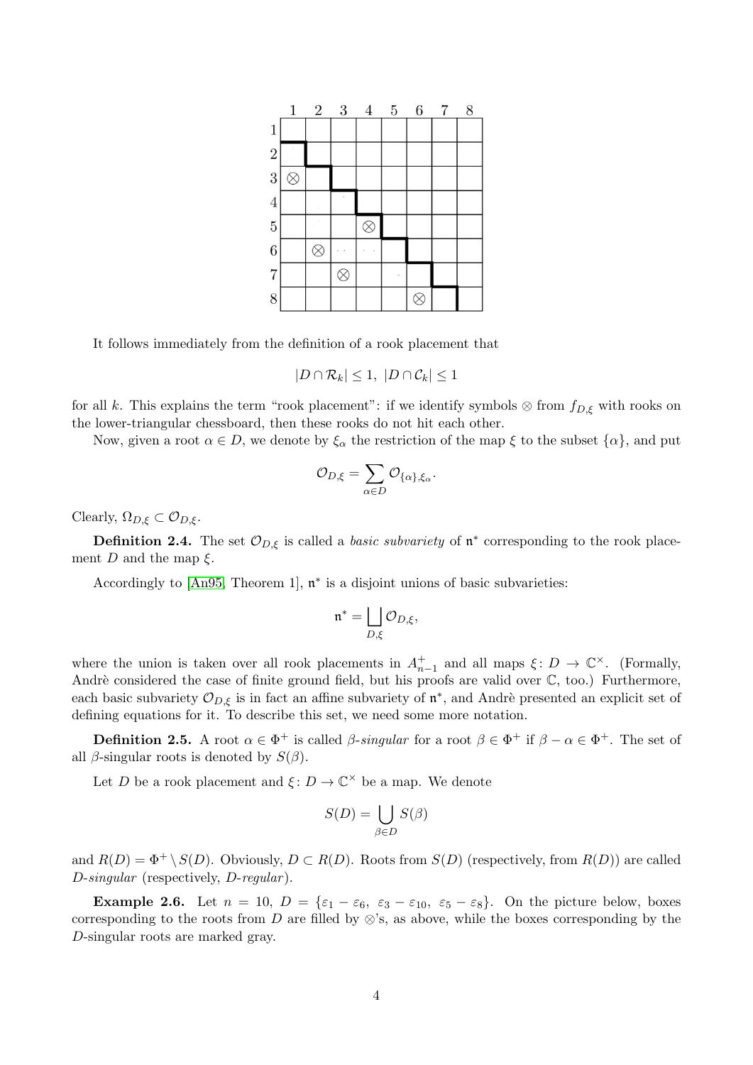|   | 1 | 2 | 3 | 4 | 5 | 6 | 7 | 8 |
|---|---|---|---|---|---|---|---|---|
| 1 |   |   |   |   |   |   |   |   |
| 2 |   |   |   |   |   |   |   |   |
| 3 | ⊗ |   |   |   |   |   |   |   |
| 4 |   |   |   |   |   |   |   |   |
| 5 |   |   |   | ⊗ |   |   |   |   |
| 6 |   | ⊗ |   |   |   |   |   |   |
| 7 |   |   | ⊗ |   |   |   |   |   |
| 8 |   |   |   |   |   | ⊗ |   |   |

It follows immediately from the definition of a rook placement that

$$|D \cap \mathcal{R}_k| \leq 1, \ |D \cap \mathcal{C}_k| \leq 1$$

for all $k$. This explains the term "rook placement": if we identify symbols $\otimes$ from $f_{D,\xi}$ with rooks on the lower-triangular chessboard, then these rooks do not hit each other.

Now, given a root $\alpha \in D$, we denote by $\xi_\alpha$ the restriction of the map $\xi$ to the subset $\{\alpha\}$, and put

$$\mathcal{O}_{D,\xi} = \sum_{\alpha \in D} \mathcal{O}_{\{\alpha\},\xi_\alpha}.$$

Clearly, $\Omega_{D,\xi} \subset \mathcal{O}_{D,\xi}$.

**Definition 2.4.** The set $\mathcal{O}_{D,\xi}$ is called a *basic subvariety* of $\mathfrak{n}^*$ corresponding to the rook placement $D$ and the map $\xi$.

Accordingly to [An95, Theorem 1], $\mathfrak{n}^*$ is a disjoint unions of basic subvarieties:

$$\mathfrak{n}^* = \bigsqcup_{D,\xi} \mathcal{O}_{D,\xi},$$

where the union is taken over all rook placements in $A_{n-1}^+$ and all maps $\xi \colon D \to \mathbb{C}^\times$. (Formally, Andrè considered the case of finite ground field, but his proofs are valid over $\mathbb{C}$, too.) Furthermore, each basic subvariety $\mathcal{O}_{D,\xi}$ is in fact an affine subvariety of $\mathfrak{n}^*$, and Andrè presented an explicit set of defining equations for it. To describe this set, we need some more notation.

**Definition 2.5.** A root $\alpha \in \Phi^+$ is called *$\beta$-singular* for a root $\beta \in \Phi^+$ if $\beta - \alpha \in \Phi^+$. The set of all $\beta$-singular roots is denoted by $S(\beta)$.

Let $D$ be a rook placement and $\xi \colon D \to \mathbb{C}^\times$ be a map. We denote

$$S(D) = \bigcup_{\beta \in D} S(\beta)$$

and $R(D) = \Phi^+ \setminus S(D)$. Obviously, $D \subset R(D)$. Roots from $S(D)$ (respectively, from $R(D)$) are called *$D$-singular* (respectively, *$D$-regular*).

**Example 2.6.** Let $n = 10$, $D = \{\varepsilon_1 - \varepsilon_6, \ \varepsilon_3 - \varepsilon_{10}, \ \varepsilon_5 - \varepsilon_8\}$. On the picture below, boxes corresponding to the roots from $D$ are filled by $\otimes$'s, as above, while the boxes corresponding by the $D$-singular roots are marked gray.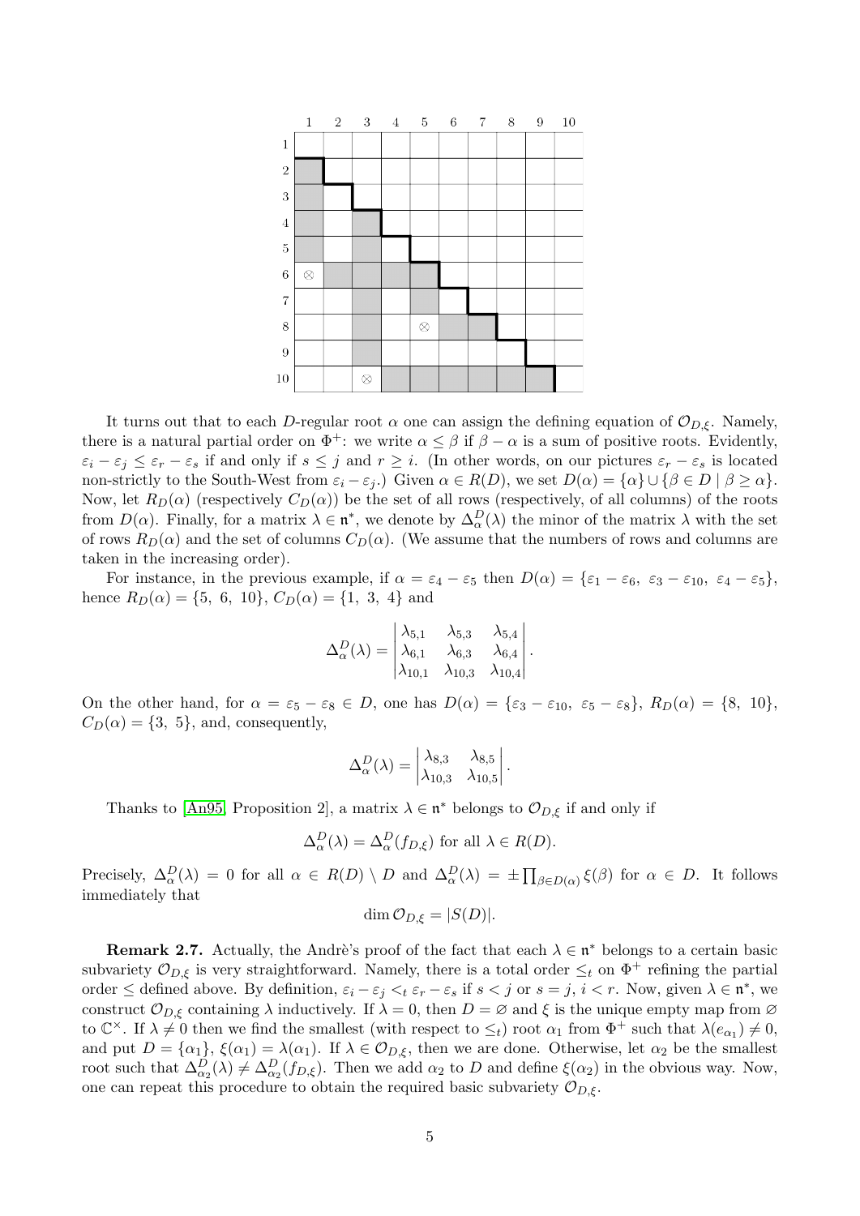It turns out that to each $D$-regular root $\alpha$ one can assign the defining equation of $\mathcal{O}_{D,\xi}$. Namely, there is a natural partial order on $\Phi^+$: we write $\alpha \leq \beta$ if $\beta - \alpha$ is a sum of positive roots. Evidently, $\varepsilon_i - \varepsilon_j \leq \varepsilon_r - \varepsilon_s$ if and only if $s \leq j$ and $r \geq i$. (In other words, on our pictures $\varepsilon_r - \varepsilon_s$ is located non-strictly to the South-West from $\varepsilon_i - \varepsilon_j$.) Given $\alpha \in R(D)$, we set $D(\alpha) = \{\alpha\} \cup \{\beta \in D \mid \beta \geq \alpha\}$. Now, let $R_D(\alpha)$ (respectively $C_D(\alpha)$) be the set of all rows (respectively, of all columns) of the roots from $D(\alpha)$. Finally, for a matrix $\lambda \in \mathfrak{n}^*$, we denote by $\Delta_\alpha^D(\lambda)$ the minor of the matrix $\lambda$ with the set of rows $R_D(\alpha)$ and the set of columns $C_D(\alpha)$. (We assume that the numbers of rows and columns are taken in the increasing order).

For instance, in the previous example, if $\alpha = \varepsilon_4 - \varepsilon_5$ then $D(\alpha) = \{\varepsilon_1 - \varepsilon_6,\ \varepsilon_3 - \varepsilon_{10},\ \varepsilon_4 - \varepsilon_5\}$, hence $R_D(\alpha) = \{5,\ 6,\ 10\}$, $C_D(\alpha) = \{1,\ 3,\ 4\}$ and

$$\Delta_\alpha^D(\lambda) = \begin{vmatrix} \lambda_{5,1} & \lambda_{5,3} & \lambda_{5,4} \\ \lambda_{6,1} & \lambda_{6,3} & \lambda_{6,4} \\ \lambda_{10,1} & \lambda_{10,3} & \lambda_{10,4} \end{vmatrix}.$$

On the other hand, for $\alpha = \varepsilon_5 - \varepsilon_8 \in D$, one has $D(\alpha) = \{\varepsilon_3 - \varepsilon_{10},\ \varepsilon_5 - \varepsilon_8\}$, $R_D(\alpha) = \{8,\ 10\}$, $C_D(\alpha) = \{3,\ 5\}$, and, consequently,

$$\Delta_\alpha^D(\lambda) = \begin{vmatrix} \lambda_{8,3} & \lambda_{8,5} \\ \lambda_{10,3} & \lambda_{10,5} \end{vmatrix}.$$

Thanks to [An95, Proposition 2], a matrix $\lambda \in \mathfrak{n}^*$ belongs to $\mathcal{O}_{D,\xi}$ if and only if

$$\Delta_\alpha^D(\lambda) = \Delta_\alpha^D(f_{D,\xi}) \text{ for all } \lambda \in R(D).$$

Precisely, $\Delta_\alpha^D(\lambda) = 0$ for all $\alpha \in R(D) \setminus D$ and $\Delta_\alpha^D(\lambda) = \pm \prod_{\beta \in D(\alpha)} \xi(\beta)$ for $\alpha \in D$. It follows immediately that

$$\dim \mathcal{O}_{D,\xi} = |S(D)|.$$

**Remark 2.7.** Actually, the Andrè's proof of the fact that each $\lambda \in \mathfrak{n}^*$ belongs to a certain basic subvariety $\mathcal{O}_{D,\xi}$ is very straightforward. Namely, there is a total order $\leq_t$ on $\Phi^+$ refining the partial order $\leq$ defined above. By definition, $\varepsilon_i - \varepsilon_j <_t \varepsilon_r - \varepsilon_s$ if $s < j$ or $s = j$, $i < r$. Now, given $\lambda \in \mathfrak{n}^*$, we construct $\mathcal{O}_{D,\xi}$ containing $\lambda$ inductively. If $\lambda = 0$, then $D = \varnothing$ and $\xi$ is the unique empty map from $\varnothing$ to $\mathbb{C}^\times$. If $\lambda \neq 0$ then we find the smallest (with respect to $\leq_t$) root $\alpha_1$ from $\Phi^+$ such that $\lambda(e_{\alpha_1}) \neq 0$, and put $D = \{\alpha_1\}$, $\xi(\alpha_1) = \lambda(\alpha_1)$. If $\lambda \in \mathcal{O}_{D,\xi}$, then we are done. Otherwise, let $\alpha_2$ be the smallest root such that $\Delta_{\alpha_2}^D(\lambda) \neq \Delta_{\alpha_2}^D(f_{D,\xi})$. Then we add $\alpha_2$ to $D$ and define $\xi(\alpha_2)$ in the obvious way. Now, one can repeat this procedure to obtain the required basic subvariety $\mathcal{O}_{D,\xi}$.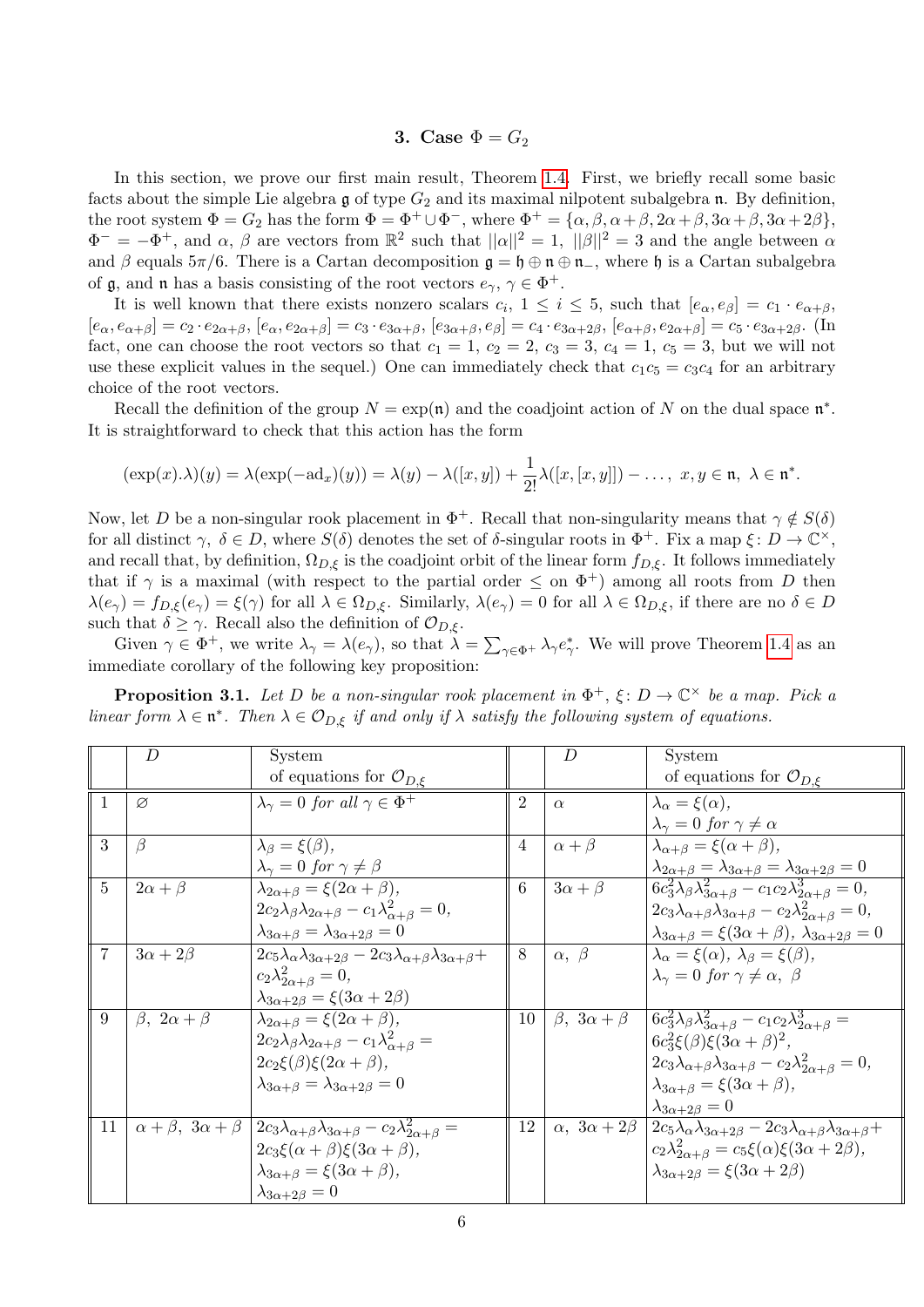## 3. Case $\Phi = G_2$

In this section, we prove our first main result, Theorem 1.4. First, we briefly recall some basic facts about the simple Lie algebra $\mathfrak{g}$ of type $G_2$ and its maximal nilpotent subalgebra $\mathfrak{n}$. By definition, the root system $\Phi = G_2$ has the form $\Phi = \Phi^+ \cup \Phi^-$, where $\Phi^+ = \{\alpha, \beta, \alpha+\beta, 2\alpha+\beta, 3\alpha+\beta, 3\alpha+2\beta\}$, $\Phi^- = -\Phi^+$, and $\alpha$, $\beta$ are vectors from $\mathbb{R}^2$ such that $||\alpha||^2 = 1$, $||\beta||^2 = 3$ and the angle between $\alpha$ and $\beta$ equals $5\pi/6$. There is a Cartan decomposition $\mathfrak{g} = \mathfrak{h} \oplus \mathfrak{n} \oplus \mathfrak{n}_-$, where $\mathfrak{h}$ is a Cartan subalgebra of $\mathfrak{g}$, and $\mathfrak{n}$ has a basis consisting of the root vectors $e_\gamma$, $\gamma \in \Phi^+$.

It is well known that there exists nonzero scalars $c_i$, $1 \leq i \leq 5$, such that $[e_\alpha, e_\beta] = c_1 \cdot e_{\alpha+\beta}$, $[e_\alpha, e_{\alpha+\beta}] = c_2 \cdot e_{2\alpha+\beta}$, $[e_\alpha, e_{2\alpha+\beta}] = c_3 \cdot e_{3\alpha+\beta}$, $[e_{3\alpha+\beta}, e_\beta] = c_4 \cdot e_{3\alpha+2\beta}$, $[e_{\alpha+\beta}, e_{2\alpha+\beta}] = c_5 \cdot e_{3\alpha+2\beta}$. (In fact, one can choose the root vectors so that $c_1 = 1$, $c_2 = 2$, $c_3 = 3$, $c_4 = 1$, $c_5 = 3$, but we will not use these explicit values in the sequel.) One can immediately check that $c_1c_5 = c_3c_4$ for an arbitrary choice of the root vectors.

Recall the definition of the group $N = \exp(\mathfrak{n})$ and the coadjoint action of $N$ on the dual space $\mathfrak{n}^*$. It is straightforward to check that this action has the form

$$(\exp(x).\lambda)(y) = \lambda(\exp(-\mathrm{ad}_x)(y)) = \lambda(y) - \lambda([x,y]) + \frac{1}{2!}\lambda([x,[x,y]]) - \ldots,\ x, y \in \mathfrak{n},\ \lambda \in \mathfrak{n}^*.$$

Now, let $D$ be a non-singular rook placement in $\Phi^+$. Recall that non-singularity means that $\gamma \notin S(\delta)$ for all distinct $\gamma$, $\delta \in D$, where $S(\delta)$ denotes the set of $\delta$-singular roots in $\Phi^+$. Fix a map $\xi \colon D \to \mathbb{C}^\times$, and recall that, by definition, $\Omega_{D,\xi}$ is the coadjoint orbit of the linear form $f_{D,\xi}$. It follows immediately that if $\gamma$ is a maximal (with respect to the partial order $\leq$ on $\Phi^+$) among all roots from $D$ then $\lambda(e_\gamma) = f_{D,\xi}(e_\gamma) = \xi(\gamma)$ for all $\lambda \in \Omega_{D,\xi}$. Similarly, $\lambda(e_\gamma) = 0$ for all $\lambda \in \Omega_{D,\xi}$, if there are no $\delta \in D$ such that $\delta \geq \gamma$. Recall also the definition of $\mathcal{O}_{D,\xi}$.

Given $\gamma \in \Phi^+$, we write $\lambda_\gamma = \lambda(e_\gamma)$, so that $\lambda = \sum_{\gamma \in \Phi^+} \lambda_\gamma e_\gamma^*$. We will prove Theorem 1.4 as an immediate corollary of the following key proposition:

**Proposition 3.1.** *Let $D$ be a non-singular rook placement in $\Phi^+$, $\xi \colon D \to \mathbb{C}^\times$ be a map. Pick a linear form $\lambda \in \mathfrak{n}^*$. Then $\lambda \in \mathcal{O}_{D,\xi}$ if and only if $\lambda$ satisfy the following system of equations.*

| | $D$ | System of equations for $\mathcal{O}_{D,\xi}$ | | $D$ | System of equations for $\mathcal{O}_{D,\xi}$ |
|---|---|---|---|---|---|
| 1 | $\varnothing$ | $\lambda_\gamma = 0$ *for all* $\gamma \in \Phi^+$ | 2 | $\alpha$ | $\lambda_\alpha = \xi(\alpha)$, $\lambda_\gamma = 0$ *for* $\gamma \neq \alpha$ |
| 3 | $\beta$ | $\lambda_\beta = \xi(\beta)$, $\lambda_\gamma = 0$ *for* $\gamma \neq \beta$ | 4 | $\alpha+\beta$ | $\lambda_{\alpha+\beta} = \xi(\alpha+\beta)$, $\lambda_{2\alpha+\beta} = \lambda_{3\alpha+\beta} = \lambda_{3\alpha+2\beta} = 0$ |
| 5 | $2\alpha+\beta$ | $\lambda_{2\alpha+\beta} = \xi(2\alpha+\beta)$, $2c_2\lambda_\beta\lambda_{2\alpha+\beta} - c_1\lambda_{\alpha+\beta}^2 = 0$, $\lambda_{3\alpha+\beta} = \lambda_{3\alpha+2\beta} = 0$ | 6 | $3\alpha+\beta$ | $6c_3^2\lambda_\beta\lambda_{3\alpha+\beta}^2 - c_1c_2\lambda_{2\alpha+\beta}^3 = 0$, $2c_3\lambda_{\alpha+\beta}\lambda_{3\alpha+\beta} - c_2\lambda_{2\alpha+\beta}^2 = 0$, $\lambda_{3\alpha+\beta} = \xi(3\alpha+\beta)$, $\lambda_{3\alpha+2\beta} = 0$ |
| 7 | $3\alpha+2\beta$ | $2c_5\lambda_\alpha\lambda_{3\alpha+2\beta} - 2c_3\lambda_{\alpha+\beta}\lambda_{3\alpha+\beta} + c_2\lambda_{2\alpha+\beta}^2 = 0$, $\lambda_{3\alpha+2\beta} = \xi(3\alpha+2\beta)$ | 8 | $\alpha,\ \beta$ | $\lambda_\alpha = \xi(\alpha)$, $\lambda_\beta = \xi(\beta)$, $\lambda_\gamma = 0$ *for* $\gamma \neq \alpha,\ \beta$ |
| 9 | $\beta,\ 2\alpha+\beta$ | $\lambda_{2\alpha+\beta} = \xi(2\alpha+\beta)$, $2c_2\lambda_\beta\lambda_{2\alpha+\beta} - c_1\lambda_{\alpha+\beta}^2 = 2c_2\xi(\beta)\xi(2\alpha+\beta)$, $\lambda_{3\alpha+\beta} = \lambda_{3\alpha+2\beta} = 0$ | 10 | $\beta,\ 3\alpha+\beta$ | $6c_3^2\lambda_\beta\lambda_{3\alpha+\beta}^2 - c_1c_2\lambda_{2\alpha+\beta}^3 = 6c_3^2\xi(\beta)\xi(3\alpha+\beta)^2$, $2c_3\lambda_{\alpha+\beta}\lambda_{3\alpha+\beta} - c_2\lambda_{2\alpha+\beta}^2 = 0$, $\lambda_{3\alpha+\beta} = \xi(3\alpha+\beta)$, $\lambda_{3\alpha+2\beta} = 0$ |
| 11 | $\alpha+\beta,\ 3\alpha+\beta$ | $2c_3\lambda_{\alpha+\beta}\lambda_{3\alpha+\beta} - c_2\lambda_{2\alpha+\beta}^2 = 2c_3\xi(\alpha+\beta)\xi(3\alpha+\beta)$, $\lambda_{3\alpha+\beta} = \xi(3\alpha+\beta)$, $\lambda_{3\alpha+2\beta} = 0$ | 12 | $\alpha,\ 3\alpha+2\beta$ | $2c_5\lambda_\alpha\lambda_{3\alpha+2\beta} - 2c_3\lambda_{\alpha+\beta}\lambda_{3\alpha+\beta} + c_2\lambda_{2\alpha+\beta}^2 = c_5\xi(\alpha)\xi(3\alpha+2\beta)$, $\lambda_{3\alpha+2\beta} = \xi(3\alpha+2\beta)$ |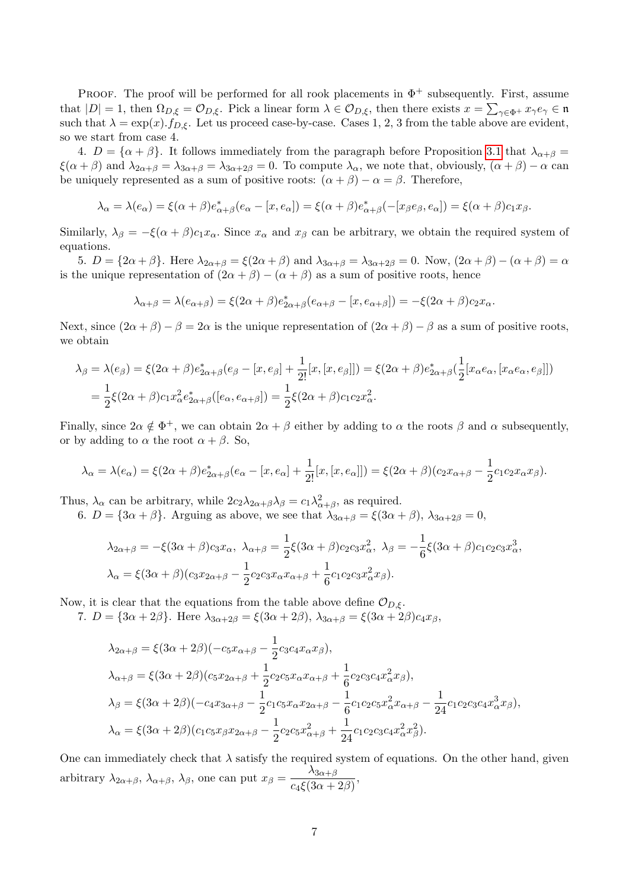PROOF. The proof will be performed for all rook placements in $\Phi^+$ subsequently. First, assume that $|D| = 1$, then $\Omega_{D,\xi} = \mathcal{O}_{D,\xi}$. Pick a linear form $\lambda \in \mathcal{O}_{D,\xi}$, then there exists $x = \sum_{\gamma\in\Phi^+} x_\gamma e_\gamma \in \mathfrak{n}$ such that $\lambda = \exp(x).f_{D,\xi}$. Let us proceed case-by-case. Cases 1, 2, 3 from the table above are evident, so we start from case 4.

4. $D = \{\alpha+\beta\}$. It follows immediately from the paragraph before Proposition 3.1 that $\lambda_{\alpha+\beta} = \xi(\alpha+\beta)$ and $\lambda_{2\alpha+\beta} = \lambda_{3\alpha+\beta} = \lambda_{3\alpha+2\beta} = 0$. To compute $\lambda_\alpha$, we note that, obviously, $(\alpha+\beta)-\alpha$ can be uniquely represented as a sum of positive roots: $(\alpha+\beta)-\alpha = \beta$. Therefore,

$$\lambda_\alpha = \lambda(e_\alpha) = \xi(\alpha+\beta)e^*_{\alpha+\beta}(e_\alpha - [x, e_\alpha]) = \xi(\alpha+\beta)e^*_{\alpha+\beta}(-[x_\beta e_\beta, e_\alpha]) = \xi(\alpha+\beta)c_1 x_\beta.$$

Similarly, $\lambda_\beta = -\xi(\alpha+\beta)c_1 x_\alpha$. Since $x_\alpha$ and $x_\beta$ can be arbitrary, we obtain the required system of equations.

5. $D = \{2\alpha+\beta\}$. Here $\lambda_{2\alpha+\beta} = \xi(2\alpha+\beta)$ and $\lambda_{3\alpha+\beta} = \lambda_{3\alpha+2\beta} = 0$. Now, $(2\alpha+\beta)-(\alpha+\beta) = \alpha$ is the unique representation of $(2\alpha+\beta)-(\alpha+\beta)$ as a sum of positive roots, hence

$$\lambda_{\alpha+\beta} = \lambda(e_{\alpha+\beta}) = \xi(2\alpha+\beta)e^*_{2\alpha+\beta}(e_{\alpha+\beta} - [x, e_{\alpha+\beta}]) = -\xi(2\alpha+\beta)c_2 x_\alpha.$$

Next, since $(2\alpha+\beta)-\beta = 2\alpha$ is the unique representation of $(2\alpha+\beta)-\beta$ as a sum of positive roots, we obtain

$$\begin{aligned}\lambda_\beta = \lambda(e_\beta) &= \xi(2\alpha+\beta)e^*_{2\alpha+\beta}(e_\beta - [x, e_\beta] + \frac{1}{2!}[x,[x,e_\beta]]) = \xi(2\alpha+\beta)e^*_{2\alpha+\beta}(\frac{1}{2}[x_\alpha e_\alpha, [x_\alpha e_\alpha, e_\beta]]) \\ &= \frac{1}{2}\xi(2\alpha+\beta)c_1 x_\alpha^2 e^*_{2\alpha+\beta}([e_\alpha, e_{\alpha+\beta}]) = \frac{1}{2}\xi(2\alpha+\beta)c_1c_2x_\alpha^2.\end{aligned}$$

Finally, since $2\alpha \notin \Phi^+$, we can obtain $2\alpha+\beta$ either by adding to $\alpha$ the roots $\beta$ and $\alpha$ subsequently, or by adding to $\alpha$ the root $\alpha+\beta$. So,

$$\lambda_\alpha = \lambda(e_\alpha) = \xi(2\alpha+\beta)e^*_{2\alpha+\beta}(e_\alpha - [x, e_\alpha] + \frac{1}{2!}[x,[x,e_\alpha]]) = \xi(2\alpha+\beta)(c_2x_{\alpha+\beta} - \frac{1}{2}c_1c_2x_\alpha x_\beta).$$

Thus, $\lambda_\alpha$ can be arbitrary, while $2c_2\lambda_{2\alpha+\beta}\lambda_\beta = c_1\lambda^2_{\alpha+\beta}$, as required.

6. $D = \{3\alpha+\beta\}$. Arguing as above, we see that $\lambda_{3\alpha+\beta} = \xi(3\alpha+\beta)$, $\lambda_{3\alpha+2\beta} = 0$,

$$\begin{aligned}&\lambda_{2\alpha+\beta} = -\xi(3\alpha+\beta)c_3x_\alpha,\ \lambda_{\alpha+\beta} = \frac{1}{2}\xi(3\alpha+\beta)c_2c_3x_\alpha^2,\ \lambda_\beta = -\frac{1}{6}\xi(3\alpha+\beta)c_1c_2c_3x_\alpha^3,\\ &\lambda_\alpha = \xi(3\alpha+\beta)(c_3x_{2\alpha+\beta} - \frac{1}{2}c_2c_3x_\alpha x_{\alpha+\beta} + \frac{1}{6}c_1c_2c_3x_\alpha^2x_\beta).\end{aligned}$$

Now, it is clear that the equations from the table above define $\mathcal{O}_{D,\xi}$.

7. $D = \{3\alpha+2\beta\}$. Here $\lambda_{3\alpha+2\beta} = \xi(3\alpha+2\beta)$, $\lambda_{3\alpha+\beta} = \xi(3\alpha+2\beta)c_4x_\beta$,

$$\begin{aligned}&\lambda_{2\alpha+\beta} = \xi(3\alpha+2\beta)(-c_5x_{\alpha+\beta} - \frac{1}{2}c_3c_4x_\alpha x_\beta),\\ &\lambda_{\alpha+\beta} = \xi(3\alpha+2\beta)(c_5x_{2\alpha+\beta} + \frac{1}{2}c_2c_5x_\alpha x_{\alpha+\beta} + \frac{1}{6}c_2c_3c_4x_\alpha^2x_\beta),\\ &\lambda_\beta = \xi(3\alpha+2\beta)(-c_4x_{3\alpha+\beta} - \frac{1}{2}c_1c_5x_\alpha x_{2\alpha+\beta} - \frac{1}{6}c_1c_2c_5x_\alpha^2x_{\alpha+\beta} - \frac{1}{24}c_1c_2c_3c_4x_\alpha^3x_\beta),\\ &\lambda_\alpha = \xi(3\alpha+2\beta)(c_1c_5x_\beta x_{2\alpha+\beta} - \frac{1}{2}c_2c_5x_{\alpha+\beta}^2 + \frac{1}{24}c_1c_2c_3c_4x_\alpha^2x_\beta^2).\end{aligned}$$

One can immediately check that $\lambda$ satisfy the required system of equations. On the other hand, given arbitrary $\lambda_{2\alpha+\beta}$, $\lambda_{\alpha+\beta}$, $\lambda_\beta$, one can put $x_\beta = \dfrac{\lambda_{3\alpha+\beta}}{c_4\xi(3\alpha+2\beta)}$,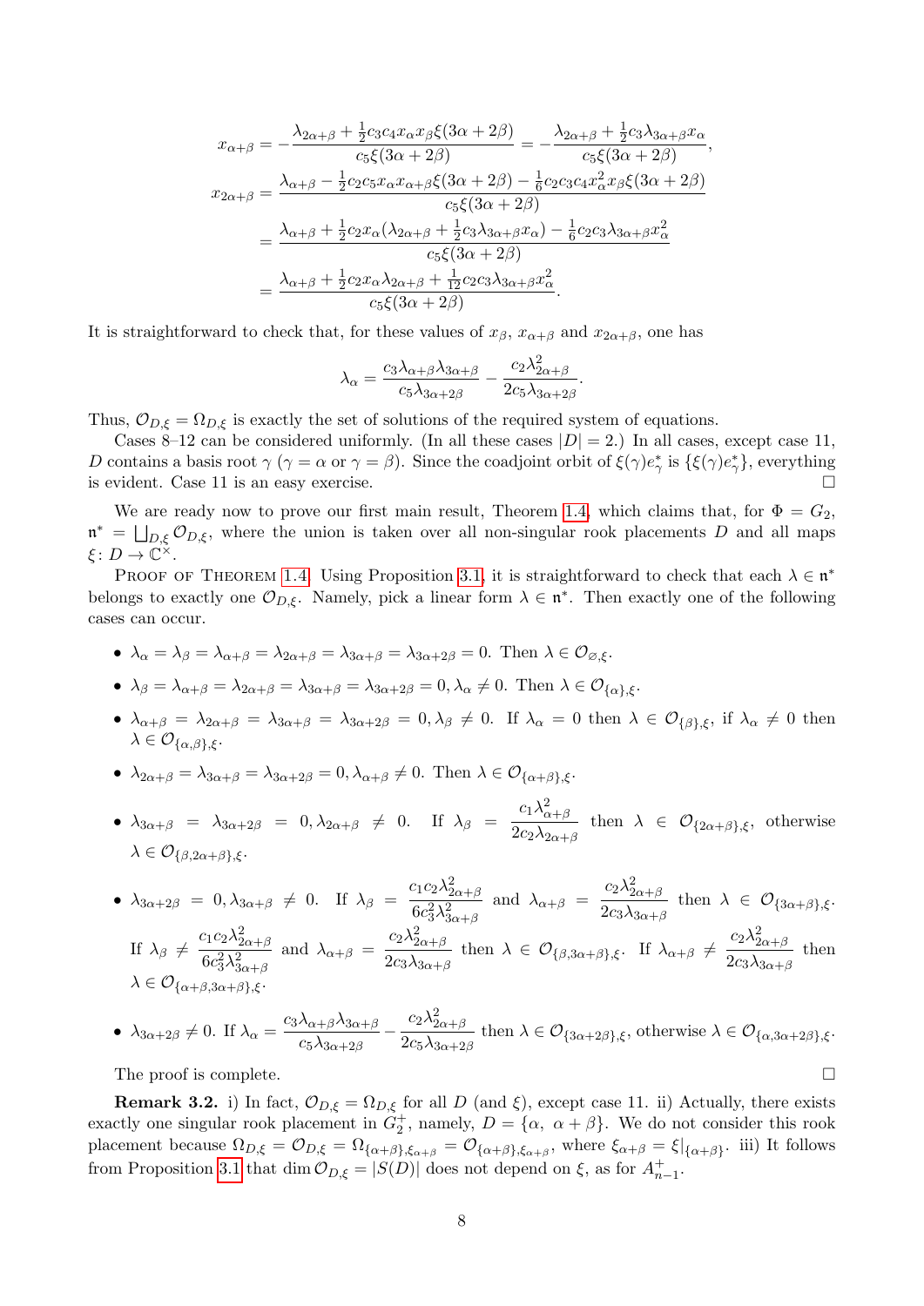$$x_{\alpha+\beta} = -\frac{\lambda_{2\alpha+\beta} + \frac{1}{2}c_3c_4x_\alpha x_\beta \xi(3\alpha+2\beta)}{c_5\xi(3\alpha+2\beta)} = -\frac{\lambda_{2\alpha+\beta} + \frac{1}{2}c_3\lambda_{3\alpha+\beta}x_\alpha}{c_5\xi(3\alpha+2\beta)},$$

$$\begin{aligned} x_{2\alpha+\beta} &= \frac{\lambda_{\alpha+\beta} - \frac{1}{2}c_2c_5x_\alpha x_{\alpha+\beta}\xi(3\alpha+2\beta) - \frac{1}{6}c_2c_3c_4x_\alpha^2 x_\beta \xi(3\alpha+2\beta)}{c_5\xi(3\alpha+2\beta)} \\ &= \frac{\lambda_{\alpha+\beta} + \frac{1}{2}c_2x_\alpha(\lambda_{2\alpha+\beta} + \frac{1}{2}c_3\lambda_{3\alpha+\beta}x_\alpha) - \frac{1}{6}c_2c_3\lambda_{3\alpha+\beta}x_\alpha^2}{c_5\xi(3\alpha+2\beta)} \\ &= \frac{\lambda_{\alpha+\beta} + \frac{1}{2}c_2x_\alpha\lambda_{2\alpha+\beta} + \frac{1}{12}c_2c_3\lambda_{3\alpha+\beta}x_\alpha^2}{c_5\xi(3\alpha+2\beta)}. \end{aligned}$$

It is straightforward to check that, for these values of $x_\beta$, $x_{\alpha+\beta}$ and $x_{2\alpha+\beta}$, one has

$$\lambda_\alpha = \frac{c_3\lambda_{\alpha+\beta}\lambda_{3\alpha+\beta}}{c_5\lambda_{3\alpha+2\beta}} - \frac{c_2\lambda_{2\alpha+\beta}^2}{2c_5\lambda_{3\alpha+2\beta}}.$$

Thus, $\mathcal{O}_{D,\xi} = \Omega_{D,\xi}$ is exactly the set of solutions of the required system of equations.

Cases 8–12 can be considered uniformly. (In all these cases $|D| = 2$.) In all cases, except case 11, $D$ contains a basis root $\gamma$ ($\gamma = \alpha$ or $\gamma = \beta$). Since the coadjoint orbit of $\xi(\gamma)e_\gamma^*$ is $\{\xi(\gamma)e_\gamma^*\}$, everything is evident. Case 11 is an easy exercise. □

We are ready now to prove our first main result, Theorem 1.4, which claims that, for $\Phi = G_2$, $\mathfrak{n}^* = \bigsqcup_{D,\xi}\mathcal{O}_{D,\xi}$, where the union is taken over all non-singular rook placements $D$ and all maps $\xi\colon D \to \mathbb{C}^\times$.

Proof of Theorem 1.4. Using Proposition 3.1, it is straightforward to check that each $\lambda \in \mathfrak{n}^*$ belongs to exactly one $\mathcal{O}_{D,\xi}$. Namely, pick a linear form $\lambda \in \mathfrak{n}^*$. Then exactly one of the following cases can occur.

- $\lambda_\alpha = \lambda_\beta = \lambda_{\alpha+\beta} = \lambda_{2\alpha+\beta} = \lambda_{3\alpha+\beta} = \lambda_{3\alpha+2\beta} = 0$. Then $\lambda \in \mathcal{O}_{\varnothing,\xi}$.
- $\lambda_\beta = \lambda_{\alpha+\beta} = \lambda_{2\alpha+\beta} = \lambda_{3\alpha+\beta} = \lambda_{3\alpha+2\beta} = 0, \lambda_\alpha \neq 0$. Then $\lambda \in \mathcal{O}_{\{\alpha\},\xi}$.
- $\lambda_{\alpha+\beta} = \lambda_{2\alpha+\beta} = \lambda_{3\alpha+\beta} = \lambda_{3\alpha+2\beta} = 0, \lambda_\beta \neq 0$. If $\lambda_\alpha = 0$ then $\lambda \in \mathcal{O}_{\{\beta\},\xi}$, if $\lambda_\alpha \neq 0$ then $\lambda \in \mathcal{O}_{\{\alpha,\beta\},\xi}$.
- $\lambda_{2\alpha+\beta} = \lambda_{3\alpha+\beta} = \lambda_{3\alpha+2\beta} = 0, \lambda_{\alpha+\beta} \neq 0$. Then $\lambda \in \mathcal{O}_{\{\alpha+\beta\},\xi}$.
- $\lambda_{3\alpha+\beta} = \lambda_{3\alpha+2\beta} = 0, \lambda_{2\alpha+\beta} \neq 0$. If $\lambda_\beta = \dfrac{c_1\lambda_{\alpha+\beta}^2}{2c_2\lambda_{2\alpha+\beta}}$ then $\lambda \in \mathcal{O}_{\{2\alpha+\beta\},\xi}$, otherwise $\lambda \in \mathcal{O}_{\{\beta,2\alpha+\beta\},\xi}$.
- $\lambda_{3\alpha+2\beta} = 0, \lambda_{3\alpha+\beta} \neq 0$. If $\lambda_\beta = \dfrac{c_1c_2\lambda_{2\alpha+\beta}^2}{6c_3^2\lambda_{3\alpha+\beta}^2}$ and $\lambda_{\alpha+\beta} = \dfrac{c_2\lambda_{2\alpha+\beta}^2}{2c_3\lambda_{3\alpha+\beta}}$ then $\lambda \in \mathcal{O}_{\{3\alpha+\beta\},\xi}$. If $\lambda_\beta \neq \dfrac{c_1c_2\lambda_{2\alpha+\beta}^2}{6c_3^2\lambda_{3\alpha+\beta}^2}$ and $\lambda_{\alpha+\beta} = \dfrac{c_2\lambda_{2\alpha+\beta}^2}{2c_3\lambda_{3\alpha+\beta}}$ then $\lambda \in \mathcal{O}_{\{\beta,3\alpha+\beta\},\xi}$. If $\lambda_{\alpha+\beta} \neq \dfrac{c_2\lambda_{2\alpha+\beta}^2}{2c_3\lambda_{3\alpha+\beta}}$ then $\lambda \in \mathcal{O}_{\{\alpha+\beta,3\alpha+\beta\},\xi}$.
- $\lambda_{3\alpha+2\beta} \neq 0$. If $\lambda_\alpha = \dfrac{c_3\lambda_{\alpha+\beta}\lambda_{3\alpha+\beta}}{c_5\lambda_{3\alpha+2\beta}} - \dfrac{c_2\lambda_{2\alpha+\beta}^2}{2c_5\lambda_{3\alpha+2\beta}}$ then $\lambda \in \mathcal{O}_{\{3\alpha+2\beta\},\xi}$, otherwise $\lambda \in \mathcal{O}_{\{\alpha,3\alpha+2\beta\},\xi}$.

The proof is complete. □

**Remark 3.2.** i) In fact, $\mathcal{O}_{D,\xi} = \Omega_{D,\xi}$ for all $D$ (and $\xi$), except case 11. ii) Actually, there exists exactly one singular rook placement in $G_2^+$, namely, $D = \{\alpha, \alpha+\beta\}$. We do not consider this rook placement because $\Omega_{D,\xi} = \mathcal{O}_{D,\xi} = \Omega_{\{\alpha+\beta\},\xi_{\alpha+\beta}} = \mathcal{O}_{\{\alpha+\beta\},\xi_{\alpha+\beta}}$, where $\xi_{\alpha+\beta} = \xi|_{\{\alpha+\beta\}}$. iii) It follows from Proposition 3.1 that $\dim \mathcal{O}_{D,\xi} = |S(D)|$ does not depend on $\xi$, as for $A_{n-1}^+$.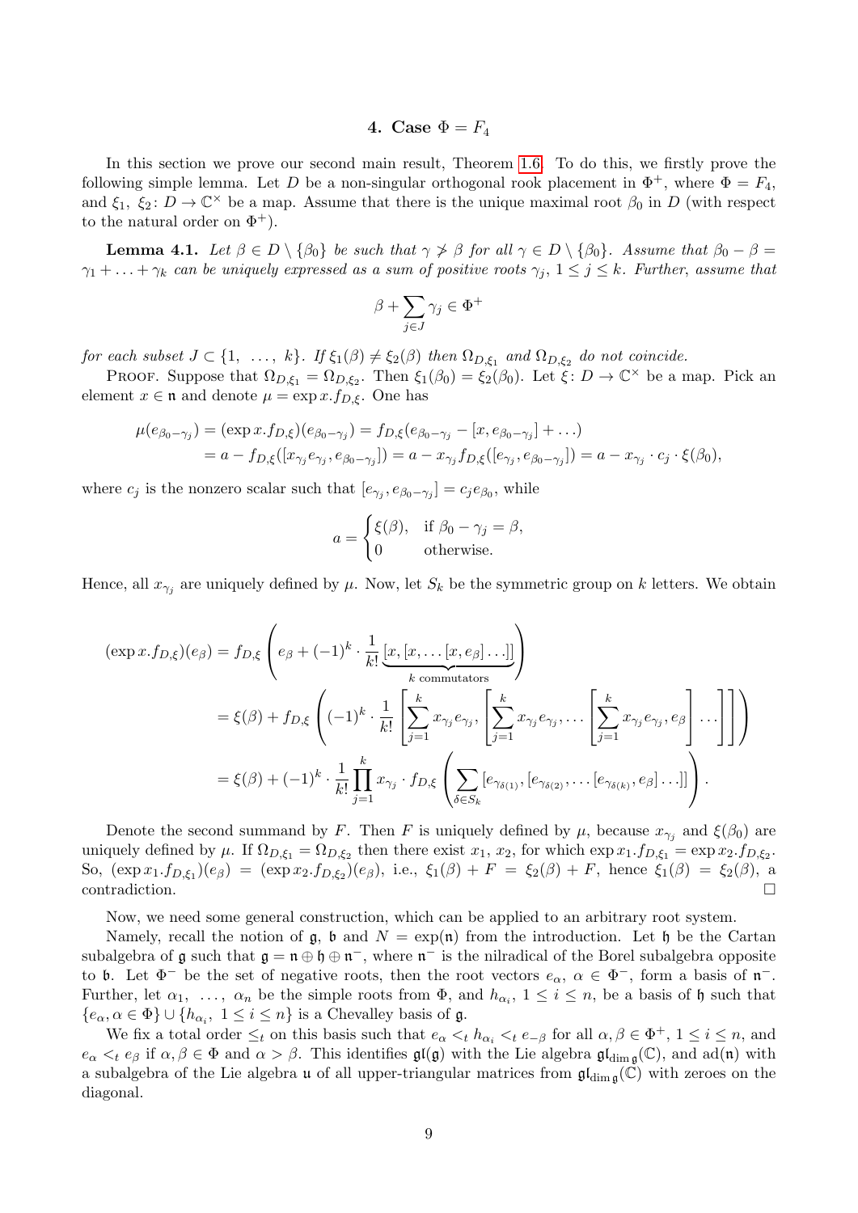## 4. Case $\Phi = F_4$

In this section we prove our second main result, Theorem 1.6. To do this, we firstly prove the following simple lemma. Let $D$ be a non-singular orthogonal rook placement in $\Phi^+$, where $\Phi = F_4$, and $\xi_1,\ \xi_2\colon D \to \mathbb{C}^\times$ be a map. Assume that there is the unique maximal root $\beta_0$ in $D$ (with respect to the natural order on $\Phi^+$).

**Lemma 4.1.** *Let $\beta \in D \setminus \{\beta_0\}$ be such that $\gamma \not> \beta$ for all $\gamma \in D \setminus \{\beta_0\}$. Assume that $\beta_0 - \beta = \gamma_1 + \ldots + \gamma_k$ can be uniquely expressed as a sum of positive roots $\gamma_j$, $1 \leq j \leq k$. Further, assume that*

$$\beta + \sum_{j \in J} \gamma_j \in \Phi^+$$

*for each subset $J \subset \{1,\ \ldots,\ k\}$. If $\xi_1(\beta) \neq \xi_2(\beta)$ then $\Omega_{D,\xi_1}$ and $\Omega_{D,\xi_2}$ do not coincide.*

Proof. Suppose that $\Omega_{D,\xi_1} = \Omega_{D,\xi_2}$. Then $\xi_1(\beta_0) = \xi_2(\beta_0)$. Let $\xi\colon D \to \mathbb{C}^\times$ be a map. Pick an element $x \in \mathfrak{n}$ and denote $\mu = \exp x.f_{D,\xi}$. One has

$$\begin{aligned}
\mu(e_{\beta_0-\gamma_j}) &= (\exp x.f_{D,\xi})(e_{\beta_0-\gamma_j}) = f_{D,\xi}(e_{\beta_0-\gamma_j} - [x, e_{\beta_0-\gamma_j}] + \ldots)\\
&= a - f_{D,\xi}([x_{\gamma_j}e_{\gamma_j}, e_{\beta_0-\gamma_j}]) = a - x_{\gamma_j} f_{D,\xi}([e_{\gamma_j}, e_{\beta_0-\gamma_j}]) = a - x_{\gamma_j} \cdot c_j \cdot \xi(\beta_0),
\end{aligned}$$

where $c_j$ is the nonzero scalar such that $[e_{\gamma_j}, e_{\beta_0-\gamma_j}] = c_j e_{\beta_0}$, while

$$a = \begin{cases} \xi(\beta), & \text{if } \beta_0 - \gamma_j = \beta,\\ 0 & \text{otherwise.}\end{cases}$$

Hence, all $x_{\gamma_j}$ are uniquely defined by $\mu$. Now, let $S_k$ be the symmetric group on $k$ letters. We obtain

$$\begin{aligned}
(\exp x.f_{D,\xi})(e_\beta) &= f_{D,\xi}\left(e_\beta + (-1)^k \cdot \frac{1}{k!} \underbrace{[x,[x,\ldots[x,e_\beta]\ldots]]}_{k \text{ commutators}}\right)\\
&= \xi(\beta) + f_{D,\xi}\left((-1)^k \cdot \frac{1}{k!}\left[\sum_{j=1}^k x_{\gamma_j}e_{\gamma_j}, \left[\sum_{j=1}^k x_{\gamma_j}e_{\gamma_j}, \ldots \left[\sum_{j=1}^k x_{\gamma_j}e_{\gamma_j}, e_\beta\right]\ldots\right]\right]\right)\\
&= \xi(\beta) + (-1)^k \cdot \frac{1}{k!} \cdot \prod_{j=1}^k x_{\gamma_j} \cdot f_{D,\xi}\left(\sum_{\delta \in S_k} [e_{\gamma_{\delta(1)}}, [e_{\gamma_{\delta(2)}}, \ldots [e_{\gamma_{\delta(k)}}, e_\beta]\ldots]]\right).
\end{aligned}$$

Denote the second summand by $F$. Then $F$ is uniquely defined by $\mu$, because $x_{\gamma_j}$ and $\xi(\beta_0)$ are uniquely defined by $\mu$. If $\Omega_{D,\xi_1} = \Omega_{D,\xi_2}$ then there exist $x_1,\ x_2$, for which $\exp x_1.f_{D,\xi_1} = \exp x_2.f_{D,\xi_2}$. So, $(\exp x_1.f_{D,\xi_1})(e_\beta) = (\exp x_2.f_{D,\xi_2})(e_\beta)$, i.e., $\xi_1(\beta) + F = \xi_2(\beta) + F$, hence $\xi_1(\beta) = \xi_2(\beta)$, a contradiction. $\square$

Now, we need some general construction, which can be applied to an arbitrary root system.

Namely, recall the notion of $\mathfrak{g}$, $\mathfrak{b}$ and $N = \exp(\mathfrak{n})$ from the introduction. Let $\mathfrak{h}$ be the Cartan subalgebra of $\mathfrak{g}$ such that $\mathfrak{g} = \mathfrak{n} \oplus \mathfrak{h} \oplus \mathfrak{n}^-$, where $\mathfrak{n}^-$ is the nilradical of the Borel subalgebra opposite to $\mathfrak{b}$. Let $\Phi^-$ be the set of negative roots, then the root vectors $e_\alpha$, $\alpha \in \Phi^-$, form a basis of $\mathfrak{n}^-$. Further, let $\alpha_1,\ \ldots,\ \alpha_n$ be the simple roots from $\Phi$, and $h_{\alpha_i}$, $1 \leq i \leq n$, be a basis of $\mathfrak{h}$ such that $\{e_\alpha, \alpha \in \Phi\} \cup \{h_{\alpha_i},\ 1 \leq i \leq n\}$ is a Chevalley basis of $\mathfrak{g}$.

We fix a total order $\leq_t$ on this basis such that $e_\alpha <_t h_{\alpha_i} <_t e_{-\beta}$ for all $\alpha, \beta \in \Phi^+$, $1 \leq i \leq n$, and $e_\alpha <_t e_\beta$ if $\alpha, \beta \in \Phi$ and $\alpha > \beta$. This identifies $\mathfrak{gl}(\mathfrak{g})$ with the Lie algebra $\mathfrak{gl}_{\dim \mathfrak{g}}(\mathbb{C})$, and $\mathrm{ad}(\mathfrak{n})$ with a subalgebra of the Lie algebra $\mathfrak{u}$ of all upper-triangular matrices from $\mathfrak{gl}_{\dim \mathfrak{g}}(\mathbb{C})$ with zeroes on the diagonal.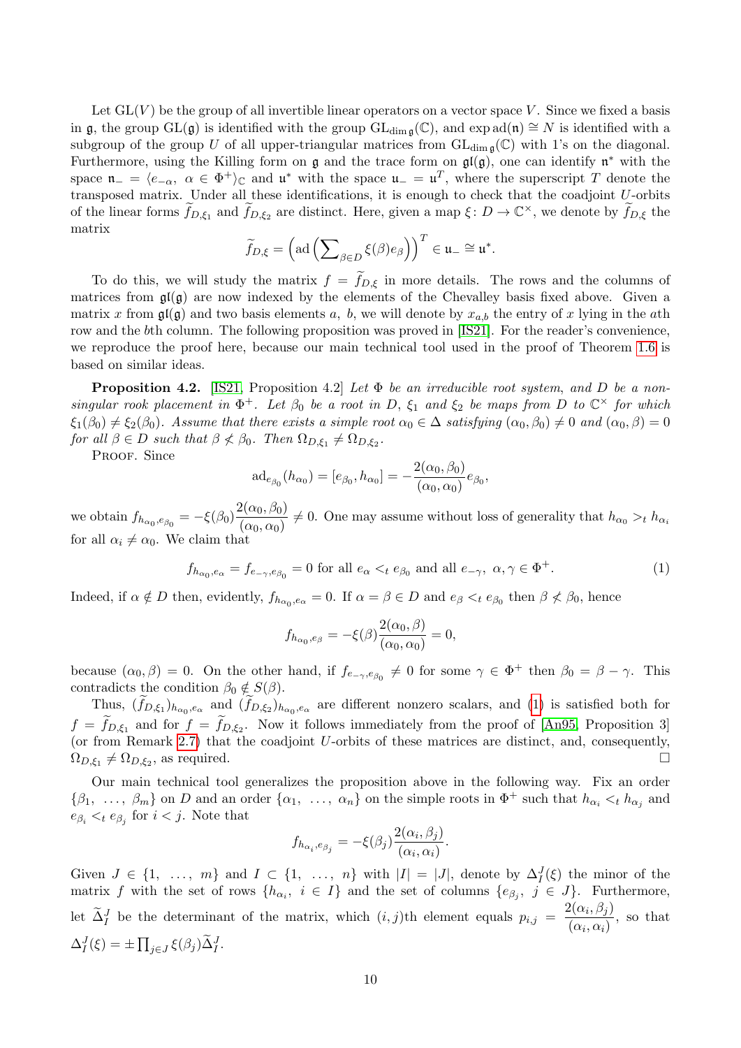Let $\mathrm{GL}(V)$ be the group of all invertible linear operators on a vector space $V$. Since we fixed a basis in $\mathfrak{g}$, the group $\mathrm{GL}(\mathfrak{g})$ is identified with the group $\mathrm{GL}_{\dim \mathfrak{g}}(\mathbb{C})$, and $\exp \mathrm{ad}(\mathfrak{n}) \cong N$ is identified with a subgroup of the group $U$ of all upper-triangular matrices from $\mathrm{GL}_{\dim \mathfrak{g}}(\mathbb{C})$ with 1's on the diagonal. Furthermore, using the Killing form on $\mathfrak{g}$ and the trace form on $\mathfrak{gl}(\mathfrak{g})$, one can identify $\mathfrak{n}^*$ with the space $\mathfrak{n}_- = \langle e_{-\alpha},\ \alpha \in \Phi^+\rangle_{\mathbb{C}}$ and $\mathfrak{u}^*$ with the space $\mathfrak{u}_- = \mathfrak{u}^T$, where the superscript $T$ denote the transposed matrix. Under all these identifications, it is enough to check that the coadjoint $U$-orbits of the linear forms $\widetilde{f}_{D,\xi_1}$ and $\widetilde{f}_{D,\xi_2}$ are distinct. Here, given a map $\xi \colon D \to \mathbb{C}^\times$, we denote by $\widetilde{f}_{D,\xi}$ the matrix

$$\widetilde{f}_{D,\xi} = \left(\mathrm{ad}\left(\sum\nolimits_{\beta \in D} \xi(\beta) e_\beta\right)\right)^T \in \mathfrak{u}_- \cong \mathfrak{u}^*.$$

To do this, we will study the matrix $f = \widetilde{f}_{D,\xi}$ in more details. The rows and the columns of matrices from $\mathfrak{gl}(\mathfrak{g})$ are now indexed by the elements of the Chevalley basis fixed above. Given a matrix $x$ from $\mathfrak{gl}(\mathfrak{g})$ and two basis elements $a$, $b$, we will denote by $x_{a,b}$ the entry of $x$ lying in the $a$th row and the $b$th column. The following proposition was proved in [IS21]. For the reader's convenience, we reproduce the proof here, because our main technical tool used in the proof of Theorem 1.6 is based on similar ideas.

**Proposition 4.2.** [IS21, Proposition 4.2] *Let $\Phi$ be an irreducible root system, and $D$ be a non-singular rook placement in $\Phi^+$. Let $\beta_0$ be a root in $D$, $\xi_1$ and $\xi_2$ be maps from $D$ to $\mathbb{C}^\times$ for which $\xi_1(\beta_0) \neq \xi_2(\beta_0)$. Assume that there exists a simple root $\alpha_0 \in \Delta$ satisfying $(\alpha_0, \beta_0) \neq 0$ and $(\alpha_0, \beta) = 0$ for all $\beta \in D$ such that $\beta \not< \beta_0$. Then $\Omega_{D,\xi_1} \neq \Omega_{D,\xi_2}$.*

Proof. Since

$$\mathrm{ad}_{e_{\beta_0}}(h_{\alpha_0}) = [e_{\beta_0}, h_{\alpha_0}] = -\frac{2(\alpha_0, \beta_0)}{(\alpha_0, \alpha_0)} e_{\beta_0},$$

we obtain $f_{h_{\alpha_0}, e_{\beta_0}} = -\xi(\beta_0)\dfrac{2(\alpha_0, \beta_0)}{(\alpha_0, \alpha_0)} \neq 0$. One may assume without loss of generality that $h_{\alpha_0} >_t h_{\alpha_i}$ for all $\alpha_i \neq \alpha_0$. We claim that

$$f_{h_{\alpha_0}, e_\alpha} = f_{e_{-\gamma}, e_{\beta_0}} = 0 \text{ for all } e_\alpha <_t e_{\beta_0} \text{ and all } e_{-\gamma},\ \alpha, \gamma \in \Phi^+. \tag{1}$$

Indeed, if $\alpha \notin D$ then, evidently, $f_{h_{\alpha_0}, e_\alpha} = 0$. If $\alpha = \beta \in D$ and $e_\beta <_t e_{\beta_0}$ then $\beta \not< \beta_0$, hence

$$f_{h_{\alpha_0}, e_\beta} = -\xi(\beta)\frac{2(\alpha_0, \beta)}{(\alpha_0, \alpha_0)} = 0,$$

because $(\alpha_0, \beta) = 0$. On the other hand, if $f_{e_{-\gamma}, e_{\beta_0}} \neq 0$ for some $\gamma \in \Phi^+$ then $\beta_0 = \beta - \gamma$. This contradicts the condition $\beta_0 \notin S(\beta)$.

Thus, $(\widetilde{f}_{D,\xi_1})_{h_{\alpha_0}, e_\alpha}$ and $(\widetilde{f}_{D,\xi_2})_{h_{\alpha_0}, e_\alpha}$ are different nonzero scalars, and (1) is satisfied both for $f = \widetilde{f}_{D,\xi_1}$ and for $f = \widetilde{f}_{D,\xi_2}$. Now it follows immediately from the proof of [An95, Proposition 3] (or from Remark 2.7) that the coadjoint $U$-orbits of these matrices are distinct, and, consequently, $\Omega_{D,\xi_1} \neq \Omega_{D,\xi_2}$, as required. $\square$

Our main technical tool generalizes the proposition above in the following way. Fix an order $\{\beta_1, \ \ldots, \ \beta_m\}$ on $D$ and an order $\{\alpha_1, \ \ldots, \ \alpha_n\}$ on the simple roots in $\Phi^+$ such that $h_{\alpha_i} <_t h_{\alpha_j}$ and $e_{\beta_i} <_t e_{\beta_j}$ for $i < j$. Note that

$$f_{h_{\alpha_i}, e_{\beta_j}} = -\xi(\beta_j)\frac{2(\alpha_i, \beta_j)}{(\alpha_i, \alpha_i)}.$$

Given $J \in \{1, \ \ldots, \ m\}$ and $I \subset \{1, \ \ldots, \ n\}$ with $|I| = |J|$, denote by $\Delta_I^J(\xi)$ the minor of the matrix $f$ with the set of rows $\{h_{\alpha_i},\ i \in I\}$ and the set of columns $\{e_{\beta_j},\ j \in J\}$. Furthermore, let $\widetilde{\Delta}_I^J$ be the determinant of the matrix, which $(i,j)$th element equals $p_{i,j} = \dfrac{2(\alpha_i, \beta_j)}{(\alpha_i, \alpha_i)}$, so that $\Delta_I^J(\xi) = \pm \prod_{j \in J} \xi(\beta_j) \widetilde{\Delta}_I^J$.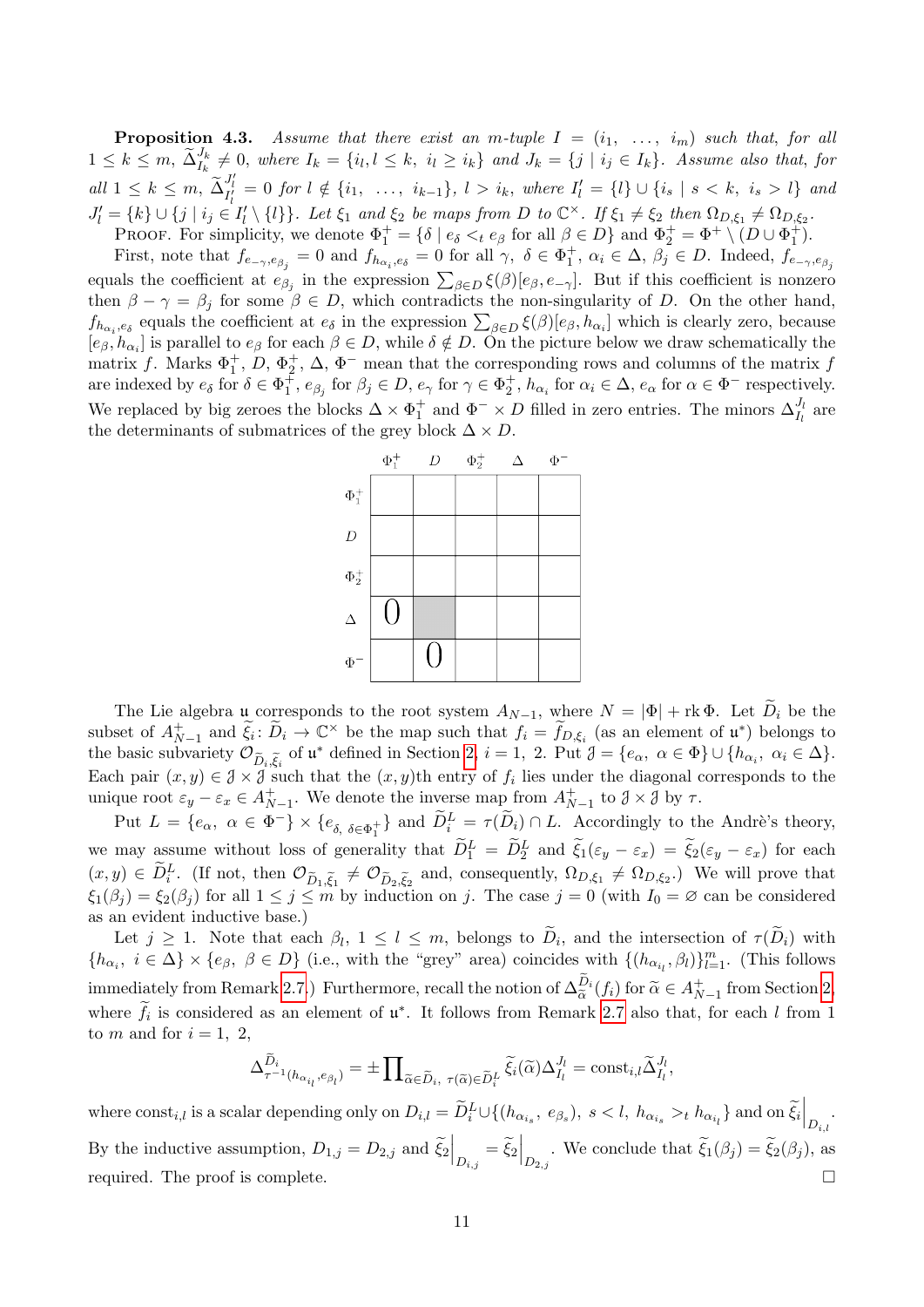**Proposition 4.3.** *Assume that there exist an $m$-tuple $I = (i_1, \ldots, i_m)$ such that, for all $1 \leq k \leq m$, $\widetilde{\Delta}_{I_k}^{J_k} \neq 0$, where $I_k = \{i_l, l \leq k,\ i_l \geq i_k\}$ and $J_k = \{j \mid i_j \in I_k\}$. Assume also that, for all $1 \leq k \leq m$, $\widetilde{\Delta}_{I'_l}^{J'_l} = 0$ for $l \notin \{i_1, \ldots, i_{k-1}\}$, $l > i_k$, where $I'_l = \{l\} \cup \{i_s \mid s < k,\ i_s > l\}$ and $J'_l = \{k\} \cup \{j \mid i_j \in I'_l \setminus \{l\}\}$. Let $\xi_1$ and $\xi_2$ be maps from $D$ to $\mathbb{C}^{\times}$. If $\xi_1 \neq \xi_2$ then $\Omega_{D,\xi_1} \neq \Omega_{D,\xi_2}$.*

Proof. For simplicity, we denote $\Phi_1^+ = \{\delta \mid e_\delta <_t e_\beta \text{ for all } \beta \in D\}$ and $\Phi_2^+ = \Phi^+ \setminus (D \cup \Phi_1^+)$.

First, note that $f_{e_{-\gamma}, e_{\beta_j}} = 0$ and $f_{h_{\alpha_i}, e_\delta} = 0$ for all $\gamma,\ \delta \in \Phi_1^+$, $\alpha_i \in \Delta$, $\beta_j \in D$. Indeed, $f_{e_{-\gamma}, e_{\beta_j}}$ equals the coefficient at $e_{\beta_j}$ in the expression $\sum_{\beta \in D} \xi(\beta)[e_\beta, e_{-\gamma}]$. But if this coefficient is nonzero then $\beta - \gamma = \beta_j$ for some $\beta \in D$, which contradicts the non-singularity of $D$. On the other hand, $f_{h_{\alpha_i}, e_\delta}$ equals the coefficient at $e_\delta$ in the expression $\sum_{\beta \in D} \xi(\beta)[e_\beta, h_{\alpha_i}]$ which is clearly zero, because $[e_\beta, h_{\alpha_i}]$ is parallel to $e_\beta$ for each $\beta \in D$, while $\delta \notin D$. On the picture below we draw schematically the matrix $f$. Marks $\Phi_1^+$, $D$, $\Phi_2^+$, $\Delta$, $\Phi^-$ mean that the corresponding rows and columns of the matrix $f$ are indexed by $e_\delta$ for $\delta \in \Phi_1^+$, $e_{\beta_j}$ for $\beta_j \in D$, $e_\gamma$ for $\gamma \in \Phi_2^+$, $h_{\alpha_i}$ for $\alpha_i \in \Delta$, $e_\alpha$ for $\alpha \in \Phi^-$ respectively. We replaced by big zeroes the blocks $\Delta \times \Phi_1^+$ and $\Phi^- \times D$ filled in zero entries. The minors $\Delta_{I_l}^{J_l}$ are the determinants of submatrices of the grey block $\Delta \times D$.

| | $\Phi_1^+$ | $D$ | $\Phi_2^+$ | $\Delta$ | $\Phi^-$ |
|---|---|---|---|---|---|
| $\Phi_1^+$ | | | | | |
| $D$ | | | | | |
| $\Phi_2^+$ | | | | | |
| $\Delta$ | 0 | (grey) | | | |
| $\Phi^-$ | | 0 | | | |

The Lie algebra $\mathfrak{u}$ corresponds to the root system $A_{N-1}$, where $N = |\Phi| + \operatorname{rk}\Phi$. Let $\widetilde{D}_i$ be the subset of $A_{N-1}^+$ and $\widetilde{\xi}_i \colon \widetilde{D}_i \to \mathbb{C}^{\times}$ be the map such that $f_i = \widetilde{f}_{D,\xi_i}$ (as an element of $\mathfrak{u}^*$) belongs to the basic subvariety $\mathcal{O}_{\widetilde{D}_i,\widetilde{\xi}_i}$ of $\mathfrak{u}^*$ defined in Section 2, $i = 1, 2$. Put $\mathcal{J} = \{e_\alpha,\ \alpha \in \Phi\} \cup \{h_{\alpha_i},\ \alpha_i \in \Delta\}$. Each pair $(x, y) \in \mathcal{J} \times \mathcal{J}$ such that the $(x, y)$th entry of $f_i$ lies under the diagonal corresponds to the unique root $\varepsilon_y - \varepsilon_x \in A_{N-1}^+$. We denote the inverse map from $A_{N-1}^+$ to $\mathcal{J} \times \mathcal{J}$ by $\tau$.

Put $L = \{e_\alpha,\ \alpha \in \Phi^-\} \times \{e_{\delta,\ \delta \in \Phi_1^+}\}$ and $\widetilde{D}_i^L = \tau(\widetilde{D}_i) \cap L$. Accordingly to the Andrè's theory, we may assume without loss of generality that $\widetilde{D}_1^L = \widetilde{D}_2^L$ and $\widetilde{\xi}_1(\varepsilon_y - \varepsilon_x) = \widetilde{\xi}_2(\varepsilon_y - \varepsilon_x)$ for each $(x, y) \in \widetilde{D}_i^L$. (If not, then $\mathcal{O}_{\widetilde{D}_1,\widetilde{\xi}_1} \neq \mathcal{O}_{\widetilde{D}_2,\widetilde{\xi}_2}$ and, consequently, $\Omega_{D,\xi_1} \neq \Omega_{D,\xi_2}$.) We will prove that $\xi_1(\beta_j) = \xi_2(\beta_j)$ for all $1 \leq j \leq m$ by induction on $j$. The case $j = 0$ (with $I_0 = \varnothing$ can be considered as an evident inductive base.)

Let $j \geq 1$. Note that each $\beta_l$, $1 \leq l \leq m$, belongs to $\widetilde{D}_i$, and the intersection of $\tau(\widetilde{D}_i)$ with $\{h_{\alpha_i},\ i \in \Delta\} \times \{e_\beta,\ \beta \in D\}$ (i.e., with the "grey" area) coincides with $\{(h_{\alpha_{i_l}}, \beta_l)\}_{l=1}^m$. (This follows immediately from Remark 2.7.) Furthermore, recall the notion of $\Delta_{\widetilde{\alpha}}^{\widetilde{D}_i}(\widetilde{f}_i)$ for $\widetilde{\alpha} \in A_{N-1}^+$ from Section 2, where $\widetilde{f}_i$ is considered as an element of $\mathfrak{u}^*$. It follows from Remark 2.7 also that, for each $l$ from 1 to $m$ and for $i = 1, 2$,

$$\Delta^{\widetilde{D}_i}_{\tau^{-1}(h_{\alpha_{i_l}}, e_{\beta_l})} = \pm \prod\nolimits_{\widetilde{\alpha} \in \widetilde{D}_i,\ \tau(\widetilde{\alpha}) \in \widetilde{D}_i^L} \widetilde{\xi}_i(\widetilde{\alpha}) \Delta_{I_l}^{J_l} = \mathrm{const}_{i,l} \widetilde{\Delta}_{I_l}^{J_l},$$

where $\mathrm{const}_{i,l}$ is a scalar depending only on $D_{i,l} = \widetilde{D}_i^L \cup \{(h_{\alpha_{i_s}}, e_{\beta_s}),\ s < l,\ h_{\alpha_{i_s}} >_t h_{\alpha_{i_l}}\}$ and on $\widetilde{\xi}_i\Big|_{D_{i,l}}$. By the inductive assumption, $D_{1,j} = D_{2,j}$ and $\widetilde{\xi}_2\Big|_{D_{1,j}} = \widetilde{\xi}_2\Big|_{D_{2,j}}$. We conclude that $\widetilde{\xi}_1(\beta_j) = \widetilde{\xi}_2(\beta_j)$, as required. The proof is complete. $\square$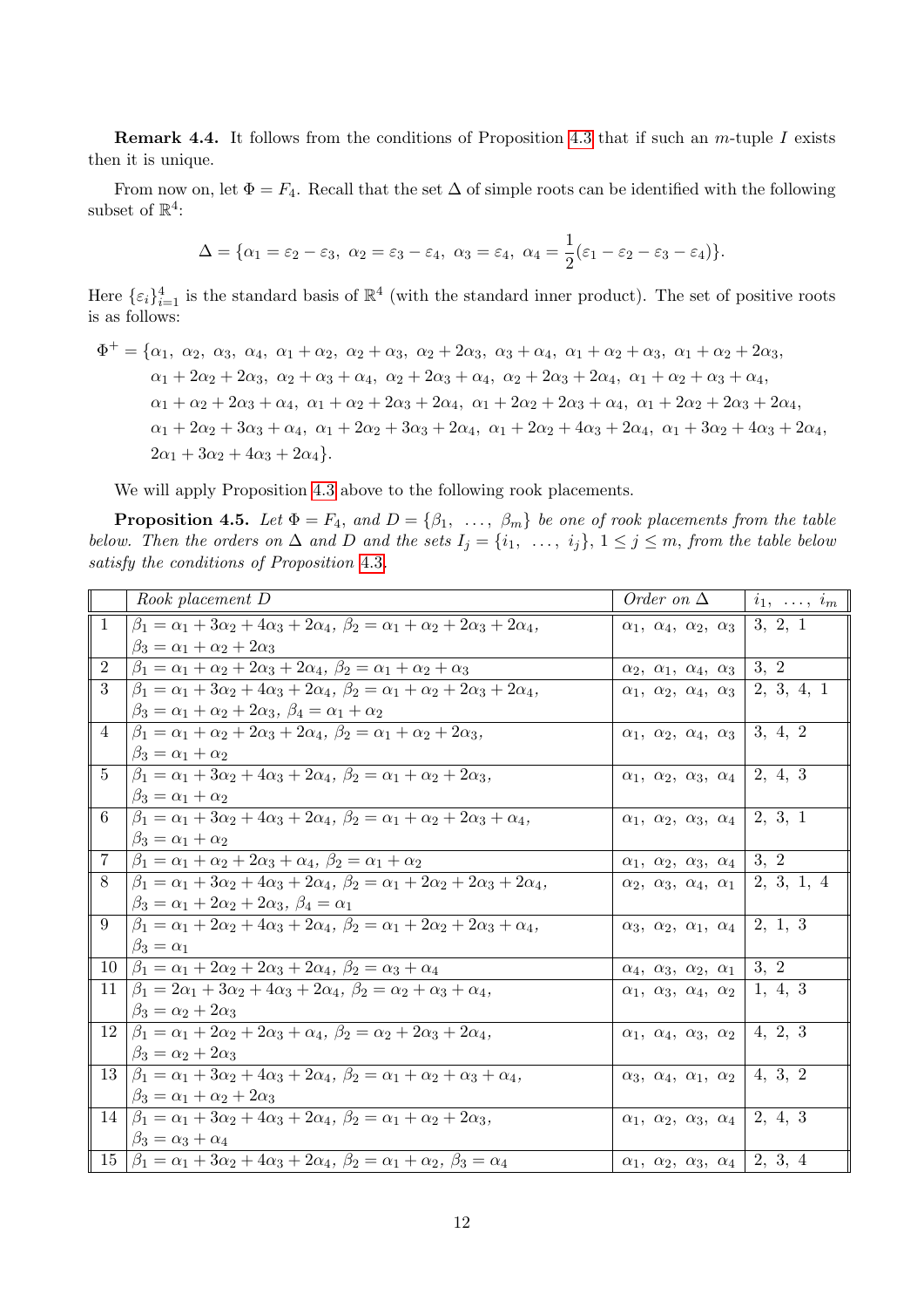**Remark 4.4.** It follows from the conditions of Proposition 4.3 that if such an $m$-tuple $I$ exists then it is unique.

From now on, let $\Phi = F_4$. Recall that the set $\Delta$ of simple roots can be identified with the following subset of $\mathbb{R}^4$:

$$\Delta = \{\alpha_1 = \varepsilon_2 - \varepsilon_3,\ \alpha_2 = \varepsilon_3 - \varepsilon_4,\ \alpha_3 = \varepsilon_4,\ \alpha_4 = \frac{1}{2}(\varepsilon_1 - \varepsilon_2 - \varepsilon_3 - \varepsilon_4)\}.$$

Here $\{\varepsilon_i\}_{i=1}^4$ is the standard basis of $\mathbb{R}^4$ (with the standard inner product). The set of positive roots is as follows:

$$\begin{aligned}\Phi^+ = \{&\alpha_1,\ \alpha_2,\ \alpha_3,\ \alpha_4,\ \alpha_1+\alpha_2,\ \alpha_2+\alpha_3,\ \alpha_2+2\alpha_3,\ \alpha_3+\alpha_4,\ \alpha_1+\alpha_2+\alpha_3,\ \alpha_1+\alpha_2+2\alpha_3,\\ &\alpha_1+2\alpha_2+2\alpha_3,\ \alpha_2+\alpha_3+\alpha_4,\ \alpha_2+2\alpha_3+\alpha_4,\ \alpha_2+2\alpha_3+2\alpha_4,\ \alpha_1+\alpha_2+\alpha_3+\alpha_4,\\ &\alpha_1+\alpha_2+2\alpha_3+\alpha_4,\ \alpha_1+\alpha_2+2\alpha_3+2\alpha_4,\ \alpha_1+2\alpha_2+2\alpha_3+\alpha_4,\ \alpha_1+2\alpha_2+2\alpha_3+2\alpha_4,\\ &\alpha_1+2\alpha_2+3\alpha_3+\alpha_4,\ \alpha_1+2\alpha_2+3\alpha_3+2\alpha_4,\ \alpha_1+2\alpha_2+4\alpha_3+2\alpha_4,\ \alpha_1+3\alpha_2+4\alpha_3+2\alpha_4,\\ &2\alpha_1+3\alpha_2+4\alpha_3+2\alpha_4\}.\end{aligned}$$

We will apply Proposition 4.3 above to the following rook placements.

**Proposition 4.5.** *Let $\Phi = F_4$, and $D = \{\beta_1,\ \ldots,\ \beta_m\}$ be one of rook placements from the table below. Then the orders on $\Delta$ and $D$ and the sets $I_j = \{i_1,\ \ldots,\ i_j\}$, $1 \leq j \leq m$, from the table below satisfy the conditions of Proposition 4.3.*

| | *Rook placement D* | *Order on $\Delta$* | $i_1,\ \ldots,\ i_m$ |
|---|---|---|---|
| 1 | $\beta_1 = \alpha_1+3\alpha_2+4\alpha_3+2\alpha_4$, $\beta_2 = \alpha_1+\alpha_2+2\alpha_3+2\alpha_4$, $\beta_3 = \alpha_1+\alpha_2+2\alpha_3$ | $\alpha_1,\ \alpha_4,\ \alpha_2,\ \alpha_3$ | 3, 2, 1 |
| 2 | $\beta_1 = \alpha_1+\alpha_2+2\alpha_3+2\alpha_4$, $\beta_2 = \alpha_1+\alpha_2+\alpha_3$ | $\alpha_2,\ \alpha_1,\ \alpha_4,\ \alpha_3$ | 3, 2 |
| 3 | $\beta_1 = \alpha_1+3\alpha_2+4\alpha_3+2\alpha_4$, $\beta_2 = \alpha_1+\alpha_2+2\alpha_3+2\alpha_4$, $\beta_3 = \alpha_1+\alpha_2+2\alpha_3$, $\beta_4 = \alpha_1+\alpha_2$ | $\alpha_1,\ \alpha_2,\ \alpha_4,\ \alpha_3$ | 2, 3, 4, 1 |
| 4 | $\beta_1 = \alpha_1+\alpha_2+2\alpha_3+2\alpha_4$, $\beta_2 = \alpha_1+\alpha_2+2\alpha_3$, $\beta_3 = \alpha_1+\alpha_2$ | $\alpha_1,\ \alpha_2,\ \alpha_4,\ \alpha_3$ | 3, 4, 2 |
| 5 | $\beta_1 = \alpha_1+3\alpha_2+4\alpha_3+2\alpha_4$, $\beta_2 = \alpha_1+\alpha_2+2\alpha_3$, $\beta_3 = \alpha_1+\alpha_2$ | $\alpha_1,\ \alpha_2,\ \alpha_3,\ \alpha_4$ | 2, 4, 3 |
| 6 | $\beta_1 = \alpha_1+3\alpha_2+4\alpha_3+2\alpha_4$, $\beta_2 = \alpha_1+\alpha_2+2\alpha_3+\alpha_4$, $\beta_3 = \alpha_1+\alpha_2$ | $\alpha_1,\ \alpha_2,\ \alpha_3,\ \alpha_4$ | 2, 3, 1 |
| 7 | $\beta_1 = \alpha_1+\alpha_2+2\alpha_3+\alpha_4$, $\beta_2 = \alpha_1+\alpha_2$ | $\alpha_1,\ \alpha_2,\ \alpha_3,\ \alpha_4$ | 3, 2 |
| 8 | $\beta_1 = \alpha_1+3\alpha_2+4\alpha_3+2\alpha_4$, $\beta_2 = \alpha_1+2\alpha_2+2\alpha_3+2\alpha_4$, $\beta_3 = \alpha_1+2\alpha_2+2\alpha_3$, $\beta_4 = \alpha_1$ | $\alpha_2,\ \alpha_3,\ \alpha_4,\ \alpha_1$ | 2, 3, 1, 4 |
| 9 | $\beta_1 = \alpha_1+2\alpha_2+4\alpha_3+2\alpha_4$, $\beta_2 = \alpha_1+2\alpha_2+2\alpha_3+\alpha_4$, $\beta_3 = \alpha_1$ | $\alpha_3,\ \alpha_2,\ \alpha_1,\ \alpha_4$ | 2, 1, 3 |
| 10 | $\beta_1 = \alpha_1+2\alpha_2+2\alpha_3+2\alpha_4$, $\beta_2 = \alpha_3+\alpha_4$ | $\alpha_4,\ \alpha_3,\ \alpha_2,\ \alpha_1$ | 3, 2 |
| 11 | $\beta_1 = 2\alpha_1+3\alpha_2+4\alpha_3+2\alpha_4$, $\beta_2 = \alpha_2+\alpha_3+\alpha_4$, $\beta_3 = \alpha_2+2\alpha_3$ | $\alpha_1,\ \alpha_3,\ \alpha_4,\ \alpha_2$ | 1, 4, 3 |
| 12 | $\beta_1 = \alpha_1+2\alpha_2+2\alpha_3+\alpha_4$, $\beta_2 = \alpha_2+2\alpha_3+2\alpha_4$, $\beta_3 = \alpha_2+2\alpha_3$ | $\alpha_1,\ \alpha_4,\ \alpha_3,\ \alpha_2$ | 4, 2, 3 |
| 13 | $\beta_1 = \alpha_1+3\alpha_2+4\alpha_3+2\alpha_4$, $\beta_2 = \alpha_1+\alpha_2+\alpha_3+\alpha_4$, $\beta_3 = \alpha_1+\alpha_2+2\alpha_3$ | $\alpha_3,\ \alpha_4,\ \alpha_1,\ \alpha_2$ | 4, 3, 2 |
| 14 | $\beta_1 = \alpha_1+3\alpha_2+4\alpha_3+2\alpha_4$, $\beta_2 = \alpha_1+\alpha_2+2\alpha_3$, $\beta_3 = \alpha_3+\alpha_4$ | $\alpha_1,\ \alpha_2,\ \alpha_3,\ \alpha_4$ | 2, 4, 3 |
| 15 | $\beta_1 = \alpha_1+3\alpha_2+4\alpha_3+2\alpha_4$, $\beta_2 = \alpha_1+\alpha_2$, $\beta_3 = \alpha_4$ | $\alpha_1,\ \alpha_2,\ \alpha_3,\ \alpha_4$ | 2, 3, 4 |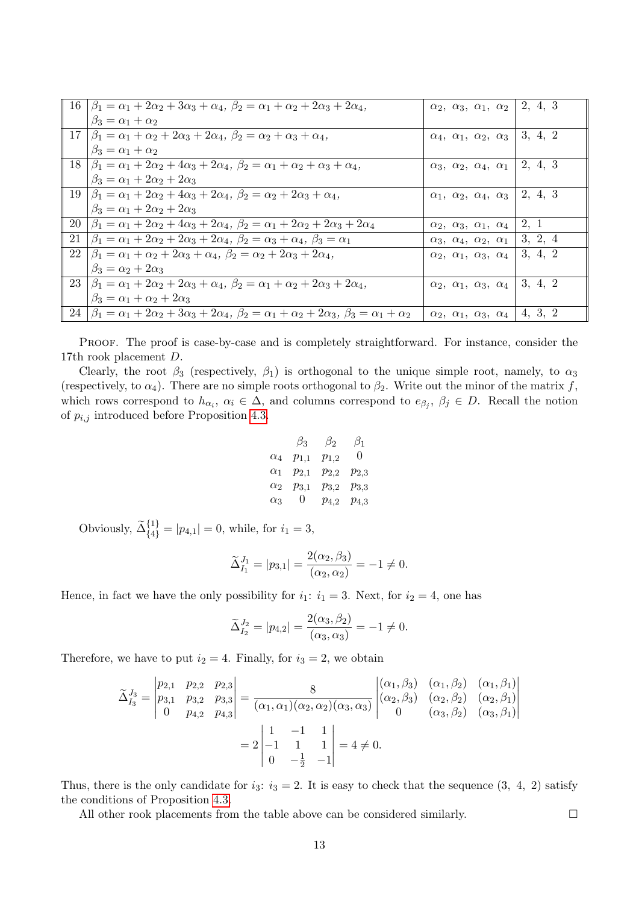| | | | |
|---|---|---|---|
| 16 | $\beta_1=\alpha_1+2\alpha_2+3\alpha_3+\alpha_4,\ \beta_2=\alpha_1+\alpha_2+2\alpha_3+2\alpha_4,$ $\beta_3=\alpha_1+\alpha_2$ | $\alpha_2,\ \alpha_3,\ \alpha_1,\ \alpha_2$ | 2, 4, 3 |
| 17 | $\beta_1=\alpha_1+\alpha_2+2\alpha_3+2\alpha_4,\ \beta_2=\alpha_2+\alpha_3+\alpha_4,$ $\beta_3=\alpha_1+\alpha_2$ | $\alpha_4,\ \alpha_1,\ \alpha_2,\ \alpha_3$ | 3, 4, 2 |
| 18 | $\beta_1=\alpha_1+2\alpha_2+4\alpha_3+2\alpha_4,\ \beta_2=\alpha_1+\alpha_2+\alpha_3+\alpha_4,$ $\beta_3=\alpha_1+2\alpha_2+2\alpha_3$ | $\alpha_3,\ \alpha_2,\ \alpha_4,\ \alpha_1$ | 2, 4, 3 |
| 19 | $\beta_1=\alpha_1+2\alpha_2+4\alpha_3+2\alpha_4,\ \beta_2=\alpha_2+2\alpha_3+\alpha_4,$ $\beta_3=\alpha_1+2\alpha_2+2\alpha_3$ | $\alpha_1,\ \alpha_2,\ \alpha_4,\ \alpha_3$ | 2, 4, 3 |
| 20 | $\beta_1=\alpha_1+2\alpha_2+4\alpha_3+2\alpha_4,\ \beta_2=\alpha_1+2\alpha_2+2\alpha_3+2\alpha_4$ | $\alpha_2,\ \alpha_3,\ \alpha_1,\ \alpha_4$ | 2, 1 |
| 21 | $\beta_1=\alpha_1+2\alpha_2+2\alpha_3+2\alpha_4,\ \beta_2=\alpha_3+\alpha_4,\ \beta_3=\alpha_1$ | $\alpha_3,\ \alpha_4,\ \alpha_2,\ \alpha_1$ | 3, 2, 4 |
| 22 | $\beta_1=\alpha_1+\alpha_2+2\alpha_3+\alpha_4,\ \beta_2=\alpha_2+2\alpha_3+2\alpha_4,$ $\beta_3=\alpha_2+2\alpha_3$ | $\alpha_2,\ \alpha_1,\ \alpha_3,\ \alpha_4$ | 3, 4, 2 |
| 23 | $\beta_1=\alpha_1+2\alpha_2+2\alpha_3+\alpha_4,\ \beta_2=\alpha_1+\alpha_2+2\alpha_3+2\alpha_4,$ $\beta_3=\alpha_1+\alpha_2+2\alpha_3$ | $\alpha_2,\ \alpha_1,\ \alpha_3,\ \alpha_4$ | 3, 4, 2 |
| 24 | $\beta_1=\alpha_1+2\alpha_2+3\alpha_3+2\alpha_4,\ \beta_2=\alpha_1+\alpha_2+2\alpha_3,\ \beta_3=\alpha_1+\alpha_2$ | $\alpha_2,\ \alpha_1,\ \alpha_3,\ \alpha_4$ | 4, 3, 2 |

Proof. The proof is case-by-case and is completely straightforward. For instance, consider the 17th rook placement $D$.

Clearly, the root $\beta_3$ (respectively, $\beta_1$) is orthogonal to the unique simple root, namely, to $\alpha_3$ (respectively, to $\alpha_4$). There are no simple roots orthogonal to $\beta_2$. Write out the minor of the matrix $f$, which rows correspond to $h_{\alpha_i}$, $\alpha_i\in\Delta$, and columns correspond to $e_{\beta_j}$, $\beta_j\in D$. Recall the notion of $p_{i,j}$ introduced before Proposition 4.3.

$$\begin{array}{cccc} & \beta_3 & \beta_2 & \beta_1\\ \alpha_4 & p_{1,1} & p_{1,2} & 0\\ \alpha_1 & p_{2,1} & p_{2,2} & p_{2,3}\\ \alpha_2 & p_{3,1} & p_{3,2} & p_{3,3}\\ \alpha_3 & 0 & p_{4,2} & p_{4,3} \end{array}$$

Obviously, $\widetilde{\Delta}_{\{4\}}^{\{1\}}=|p_{4,1}|=0$, while, for $i_1=3$,

$$\widetilde{\Delta}_{I_1}^{J_1}=|p_{3,1}|=\frac{2(\alpha_2,\beta_3)}{(\alpha_2,\alpha_2)}=-1\neq 0.$$

Hence, in fact we have the only possibility for $i_1$: $i_1=3$. Next, for $i_2=4$, one has

$$\widetilde{\Delta}_{I_2}^{J_2}=|p_{4,2}|=\frac{2(\alpha_3,\beta_2)}{(\alpha_3,\alpha_3)}=-1\neq 0.$$

Therefore, we have to put $i_2=4$. Finally, for $i_3=2$, we obtain

$$\begin{aligned}\widetilde{\Delta}_{I_3}^{J_3}=\begin{vmatrix}p_{2,1} & p_{2,2} & p_{2,3}\\ p_{3,1} & p_{3,2} & p_{3,3}\\ 0 & p_{4,2} & p_{4,3}\end{vmatrix}&=\frac{8}{(\alpha_1,\alpha_1)(\alpha_2,\alpha_2)(\alpha_3,\alpha_3)}\begin{vmatrix}(\alpha_1,\beta_3) & (\alpha_1,\beta_2) & (\alpha_1,\beta_1)\\ (\alpha_2,\beta_3) & (\alpha_2,\beta_2) & (\alpha_2,\beta_1)\\ 0 & (\alpha_3,\beta_2) & (\alpha_3,\beta_1)\end{vmatrix}\\ &=2\begin{vmatrix}1 & -1 & 1\\ -1 & 1 & 1\\ 0 & -\frac{1}{2} & -1\end{vmatrix}=4\neq 0.\end{aligned}$$

Thus, there is the only candidate for $i_3$: $i_3=2$. It is easy to check that the sequence $(3,\ 4,\ 2)$ satisfy the conditions of Proposition 4.3.

All other rook placements from the table above can be considered similarly. □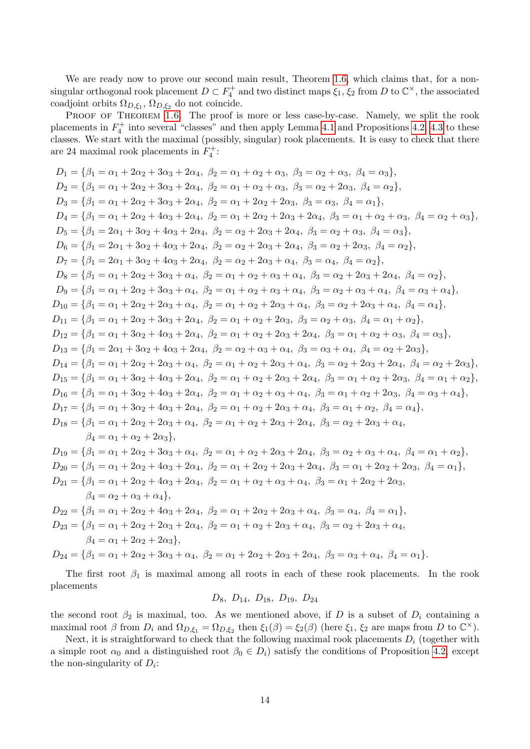We are ready now to prove our second main result, Theorem 1.6, which claims that, for a non-singular orthogonal rook placement $D \subset F_4^+$ and two distinct maps $\xi_1, \xi_2$ from $D$ to $\mathbb{C}^\times$, the associated coadjoint orbits $\Omega_{D,\xi_1}$, $\Omega_{D,\xi_2}$ do not coincide.

Proof of Theorem 1.6. The proof is more or less case-by-case. Namely, we split the rook placements in $F_4^+$ into several "classes" and then apply Lemma 4.1 and Propositions 4.2, 4.3 to these classes. We start with the maximal (possibly, singular) rook placements. It is easy to check that there are 24 maximal rook placements in $F_4^+$:

$$D_1 = \{\beta_1 = \alpha_1 + 2\alpha_2 + 3\alpha_3 + 2\alpha_4,\ \beta_2 = \alpha_1 + \alpha_2 + \alpha_3,\ \beta_3 = \alpha_2 + \alpha_3,\ \beta_4 = \alpha_3\},$$
$$D_2 = \{\beta_1 = \alpha_1 + 2\alpha_2 + 3\alpha_3 + 2\alpha_4,\ \beta_2 = \alpha_1 + \alpha_2 + \alpha_3,\ \beta_3 = \alpha_2 + 2\alpha_3,\ \beta_4 = \alpha_2\},$$
$$D_3 = \{\beta_1 = \alpha_1 + 2\alpha_2 + 3\alpha_3 + 2\alpha_4,\ \beta_2 = \alpha_1 + 2\alpha_2 + 2\alpha_3,\ \beta_3 = \alpha_3,\ \beta_4 = \alpha_1\},$$
$$D_4 = \{\beta_1 = \alpha_1 + 2\alpha_2 + 4\alpha_3 + 2\alpha_4,\ \beta_2 = \alpha_1 + 2\alpha_2 + 2\alpha_3 + 2\alpha_4,\ \beta_3 = \alpha_1 + \alpha_2 + \alpha_3,\ \beta_4 = \alpha_2 + \alpha_3\},$$
$$D_5 = \{\beta_1 = 2\alpha_1 + 3\alpha_2 + 4\alpha_3 + 2\alpha_4,\ \beta_2 = \alpha_2 + 2\alpha_3 + 2\alpha_4,\ \beta_3 = \alpha_2 + \alpha_3,\ \beta_4 = \alpha_3\},$$
$$D_6 = \{\beta_1 = 2\alpha_1 + 3\alpha_2 + 4\alpha_3 + 2\alpha_4,\ \beta_2 = \alpha_2 + 2\alpha_3 + 2\alpha_4,\ \beta_3 = \alpha_2 + 2\alpha_3,\ \beta_4 = \alpha_2\},$$
$$D_7 = \{\beta_1 = 2\alpha_1 + 3\alpha_2 + 4\alpha_3 + 2\alpha_4,\ \beta_2 = \alpha_2 + 2\alpha_3 + \alpha_4,\ \beta_3 = \alpha_4,\ \beta_4 = \alpha_2\},$$
$$D_8 = \{\beta_1 = \alpha_1 + 2\alpha_2 + 3\alpha_3 + \alpha_4,\ \beta_2 = \alpha_1 + \alpha_2 + \alpha_3 + \alpha_4,\ \beta_3 = \alpha_2 + 2\alpha_3 + 2\alpha_4,\ \beta_4 = \alpha_2\},$$
$$D_9 = \{\beta_1 = \alpha_1 + 2\alpha_2 + 3\alpha_3 + \alpha_4,\ \beta_2 = \alpha_1 + \alpha_2 + \alpha_3 + \alpha_4,\ \beta_3 = \alpha_2 + \alpha_3 + \alpha_4,\ \beta_4 = \alpha_3 + \alpha_4\},$$
$$D_{10} = \{\beta_1 = \alpha_1 + 2\alpha_2 + 2\alpha_3 + \alpha_4,\ \beta_2 = \alpha_1 + \alpha_2 + 2\alpha_3 + \alpha_4,\ \beta_3 = \alpha_2 + 2\alpha_3 + \alpha_4,\ \beta_4 = \alpha_4\},$$
$$D_{11} = \{\beta_1 = \alpha_1 + 2\alpha_2 + 3\alpha_3 + 2\alpha_4,\ \beta_2 = \alpha_1 + \alpha_2 + 2\alpha_3,\ \beta_3 = \alpha_2 + \alpha_3,\ \beta_4 = \alpha_1 + \alpha_2\},$$
$$D_{12} = \{\beta_1 = \alpha_1 + 3\alpha_2 + 4\alpha_3 + 2\alpha_4,\ \beta_2 = \alpha_1 + \alpha_2 + 2\alpha_3 + 2\alpha_4,\ \beta_3 = \alpha_1 + \alpha_2 + \alpha_3,\ \beta_4 = \alpha_3\},$$
$$D_{13} = \{\beta_1 = 2\alpha_1 + 3\alpha_2 + 4\alpha_3 + 2\alpha_4,\ \beta_2 = \alpha_2 + \alpha_3 + \alpha_4,\ \beta_3 = \alpha_3 + \alpha_4,\ \beta_4 = \alpha_2 + 2\alpha_3\},$$
$$D_{14} = \{\beta_1 = \alpha_1 + 2\alpha_2 + 2\alpha_3 + \alpha_4,\ \beta_2 = \alpha_1 + \alpha_2 + 2\alpha_3 + \alpha_4,\ \beta_3 = \alpha_2 + 2\alpha_3 + 2\alpha_4,\ \beta_4 = \alpha_2 + 2\alpha_3\},$$
$$D_{15} = \{\beta_1 = \alpha_1 + 3\alpha_2 + 4\alpha_3 + 2\alpha_4,\ \beta_2 = \alpha_1 + \alpha_2 + 2\alpha_3 + 2\alpha_4,\ \beta_3 = \alpha_1 + \alpha_2 + 2\alpha_3,\ \beta_4 = \alpha_1 + \alpha_2\},$$
$$D_{16} = \{\beta_1 = \alpha_1 + 3\alpha_2 + 4\alpha_3 + 2\alpha_4,\ \beta_2 = \alpha_1 + \alpha_2 + \alpha_3 + \alpha_4,\ \beta_3 = \alpha_1 + \alpha_2 + 2\alpha_3,\ \beta_4 = \alpha_3 + \alpha_4\},$$
$$D_{17} = \{\beta_1 = \alpha_1 + 3\alpha_2 + 4\alpha_3 + 2\alpha_4,\ \beta_2 = \alpha_1 + \alpha_2 + 2\alpha_3 + \alpha_4,\ \beta_3 = \alpha_1 + \alpha_2,\ \beta_4 = \alpha_4\},$$
$$D_{18} = \{\beta_1 = \alpha_1 + 2\alpha_2 + 2\alpha_3 + \alpha_4,\ \beta_2 = \alpha_1 + \alpha_2 + 2\alpha_3 + 2\alpha_4,\ \beta_3 = \alpha_2 + 2\alpha_3 + \alpha_4,\ \beta_4 = \alpha_1 + \alpha_2 + 2\alpha_3\},$$
$$D_{19} = \{\beta_1 = \alpha_1 + 2\alpha_2 + 3\alpha_3 + \alpha_4,\ \beta_2 = \alpha_1 + \alpha_2 + 2\alpha_3 + 2\alpha_4,\ \beta_3 = \alpha_2 + \alpha_3 + \alpha_4,\ \beta_4 = \alpha_1 + \alpha_2\},$$
$$D_{20} = \{\beta_1 = \alpha_1 + 2\alpha_2 + 4\alpha_3 + 2\alpha_4,\ \beta_2 = \alpha_1 + 2\alpha_2 + 2\alpha_3 + 2\alpha_4,\ \beta_3 = \alpha_1 + 2\alpha_2 + 2\alpha_3,\ \beta_4 = \alpha_1\},$$
$$D_{21} = \{\beta_1 = \alpha_1 + 2\alpha_2 + 4\alpha_3 + 2\alpha_4,\ \beta_2 = \alpha_1 + \alpha_2 + \alpha_3 + \alpha_4,\ \beta_3 = \alpha_1 + 2\alpha_2 + 2\alpha_3,\ \beta_4 = \alpha_2 + \alpha_3 + \alpha_4\},$$
$$D_{22} = \{\beta_1 = \alpha_1 + 2\alpha_2 + 4\alpha_3 + 2\alpha_4,\ \beta_2 = \alpha_1 + 2\alpha_2 + 2\alpha_3 + \alpha_4,\ \beta_3 = \alpha_4,\ \beta_4 = \alpha_1\},$$
$$D_{23} = \{\beta_1 = \alpha_1 + 2\alpha_2 + 2\alpha_3 + 2\alpha_4,\ \beta_2 = \alpha_1 + \alpha_2 + 2\alpha_3 + \alpha_4,\ \beta_3 = \alpha_2 + 2\alpha_3 + \alpha_4,\ \beta_4 = \alpha_1 + 2\alpha_2 + 2\alpha_3\},$$
$$D_{24} = \{\beta_1 = \alpha_1 + 2\alpha_2 + 3\alpha_3 + \alpha_4,\ \beta_2 = \alpha_1 + 2\alpha_2 + 2\alpha_3 + 2\alpha_4,\ \beta_3 = \alpha_3 + \alpha_4,\ \beta_4 = \alpha_1\}.$$

The first root $\beta_1$ is maximal among all roots in each of these rook placements. In the rook placements

$$D_8,\ D_{14},\ D_{18},\ D_{19},\ D_{24}$$

the second root $\beta_2$ is maximal, too. As we mentioned above, if $D$ is a subset of $D_i$ containing a maximal root $\beta$ from $D_i$ and $\Omega_{D,\xi_1} = \Omega_{D,\xi_2}$ then $\xi_1(\beta) = \xi_2(\beta)$ (here $\xi_1$, $\xi_2$ are maps from $D$ to $\mathbb{C}^\times$).

Next, it is straightforward to check that the following maximal rook placements $D_i$ (together with a simple root $\alpha_0$ and a distinguished root $\beta_0 \in D_i$) satisfy the conditions of Proposition 4.2, except the non-singularity of $D_i$: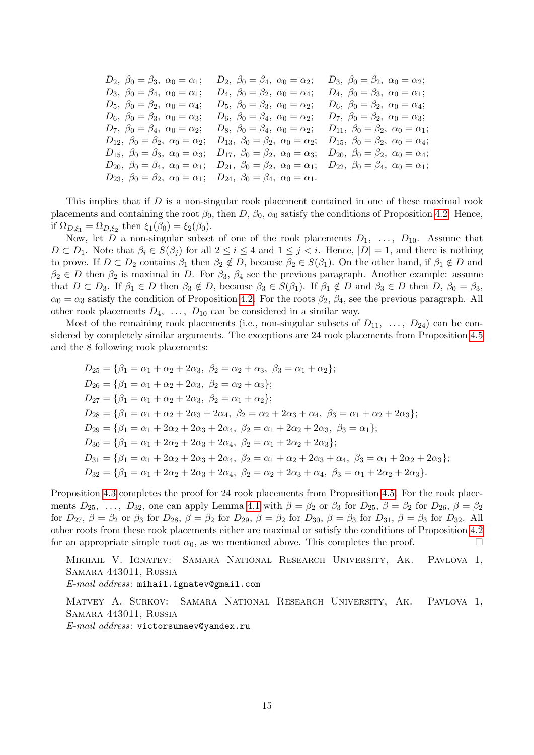$D_2,\ \beta_0=\beta_3,\ \alpha_0=\alpha_1;$ $D_2,\ \beta_0=\beta_4,\ \alpha_0=\alpha_2;$ $D_3,\ \beta_0=\beta_2,\ \alpha_0=\alpha_2;$
$D_3,\ \beta_0=\beta_4,\ \alpha_0=\alpha_1;$ $D_4,\ \beta_0=\beta_2,\ \alpha_0=\alpha_4;$ $D_4,\ \beta_0=\beta_3,\ \alpha_0=\alpha_1;$
$D_5,\ \beta_0=\beta_2,\ \alpha_0=\alpha_4;$ $D_5,\ \beta_0=\beta_3,\ \alpha_0=\alpha_2;$ $D_6,\ \beta_0=\beta_2,\ \alpha_0=\alpha_4;$
$D_6,\ \beta_0=\beta_3,\ \alpha_0=\alpha_3;$ $D_6,\ \beta_0=\beta_4,\ \alpha_0=\alpha_2;$ $D_7,\ \beta_0=\beta_2,\ \alpha_0=\alpha_3;$
$D_7,\ \beta_0=\beta_4,\ \alpha_0=\alpha_2;$ $D_8,\ \beta_0=\beta_4,\ \alpha_0=\alpha_2;$ $D_{11},\ \beta_0=\beta_2,\ \alpha_0=\alpha_1;$
$D_{12},\ \beta_0=\beta_2,\ \alpha_0=\alpha_2;$ $D_{13},\ \beta_0=\beta_2,\ \alpha_0=\alpha_2;$ $D_{15},\ \beta_0=\beta_2,\ \alpha_0=\alpha_4;$
$D_{15},\ \beta_0=\beta_3,\ \alpha_0=\alpha_3;$ $D_{17},\ \beta_0=\beta_2,\ \alpha_0=\alpha_3;$ $D_{20},\ \beta_0=\beta_2,\ \alpha_0=\alpha_4;$
$D_{20},\ \beta_0=\beta_4,\ \alpha_0=\alpha_1;$ $D_{21},\ \beta_0=\beta_2,\ \alpha_0=\alpha_1;$ $D_{22},\ \beta_0=\beta_4,\ \alpha_0=\alpha_1;$
$D_{23},\ \beta_0=\beta_2,\ \alpha_0=\alpha_1;$ $D_{24},\ \beta_0=\beta_4,\ \alpha_0=\alpha_1.$

This implies that if $D$ is a non-singular rook placement contained in one of these maximal rook placements and containing the root $\beta_0$, then $D$, $\beta_0$, $\alpha_0$ satisfy the conditions of Proposition 4.2. Hence, if $\Omega_{D,\xi_1}=\Omega_{D,\xi_2}$ then $\xi_1(\beta_0)=\xi_2(\beta_0)$.

Now, let $D$ a non-singular subset of one of the rook placements $D_1,\ \ldots,\ D_{10}$. Assume that $D\subset D_1$. Note that $\beta_i\in S(\beta_j)$ for all $2\leq i\leq 4$ and $1\leq j<i$. Hence, $|D|=1$, and there is nothing to prove. If $D\subset D_2$ contains $\beta_1$ then $\beta_2\notin D$, because $\beta_2\in S(\beta_1)$. On the other hand, if $\beta_1\notin D$ and $\beta_2\in D$ then $\beta_2$ is maximal in $D$. For $\beta_3$, $\beta_4$ see the previous paragraph. Another example: assume that $D\subset D_3$. If $\beta_1\in D$ then $\beta_3\notin D$, because $\beta_3\in S(\beta_1)$. If $\beta_1\notin D$ and $\beta_3\in D$ then $D$, $\beta_0=\beta_3$, $\alpha_0=\alpha_3$ satisfy the condition of Proposition 4.2. For the roots $\beta_2$, $\beta_4$, see the previous paragraph. All other rook placements $D_4,\ \ldots,\ D_{10}$ can be considered in a similar way.

Most of the remaining rook placements (i.e., non-singular subsets of $D_{11},\ \ldots,\ D_{24}$) can be considered by completely similar arguments. The exceptions are 24 rook placements from Proposition 4.5 and the 8 following rook placements:

$$D_{25}=\{\beta_1=\alpha_1+\alpha_2+2\alpha_3,\ \beta_2=\alpha_2+\alpha_3,\ \beta_3=\alpha_1+\alpha_2\};$$
$$D_{26}=\{\beta_1=\alpha_1+\alpha_2+2\alpha_3,\ \beta_2=\alpha_2+\alpha_3\};$$
$$D_{27}=\{\beta_1=\alpha_1+\alpha_2+2\alpha_3,\ \beta_2=\alpha_1+\alpha_2\};$$
$$D_{28}=\{\beta_1=\alpha_1+\alpha_2+2\alpha_3+2\alpha_4,\ \beta_2=\alpha_2+2\alpha_3+\alpha_4,\ \beta_3=\alpha_1+\alpha_2+2\alpha_3\};$$
$$D_{29}=\{\beta_1=\alpha_1+2\alpha_2+2\alpha_3+2\alpha_4,\ \beta_2=\alpha_1+2\alpha_2+2\alpha_3,\ \beta_3=\alpha_1\};$$
$$D_{30}=\{\beta_1=\alpha_1+2\alpha_2+2\alpha_3+2\alpha_4,\ \beta_2=\alpha_1+2\alpha_2+2\alpha_3\};$$
$$D_{31}=\{\beta_1=\alpha_1+2\alpha_2+2\alpha_3+2\alpha_4,\ \beta_2=\alpha_1+\alpha_2+2\alpha_3+\alpha_4,\ \beta_3=\alpha_1+2\alpha_2+2\alpha_3\};$$
$$D_{32}=\{\beta_1=\alpha_1+2\alpha_2+2\alpha_3+2\alpha_4,\ \beta_2=\alpha_2+2\alpha_3+\alpha_4,\ \beta_3=\alpha_1+2\alpha_2+2\alpha_3\}.$$

Proposition 4.3 completes the proof for 24 rook placements from Proposition 4.5. For the rook placements $D_{25},\ \ldots,\ D_{32}$, one can apply Lemma 4.1 with $\beta=\beta_2$ or $\beta_3$ for $D_{25}$, $\beta=\beta_2$ for $D_{26}$, $\beta=\beta_2$ for $D_{27}$, $\beta=\beta_2$ or $\beta_3$ for $D_{28}$, $\beta=\beta_2$ for $D_{29}$, $\beta=\beta_2$ for $D_{30}$, $\beta=\beta_3$ for $D_{31}$, $\beta=\beta_3$ for $D_{32}$. All other roots from these rook placements either are maximal or satisfy the conditions of Proposition 4.2 for an appropriate simple root $\alpha_0$, as we mentioned above. This completes the proof. □

Mikhail V. Ignatev: Samara National Research University, Ak. Pavlova 1, Samara 443011, Russia
*E-mail address*: mihail.ignatev@gmail.com

Matvey A. Surkov: Samara National Research University, Ak. Pavlova 1, Samara 443011, Russia
*E-mail address*: victorsumaev@yandex.ru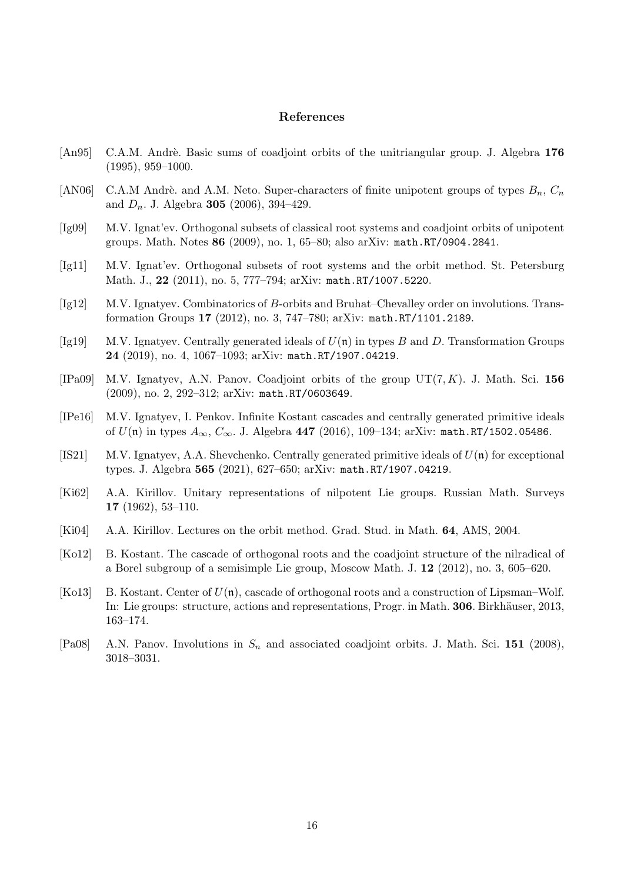## References

[An95] C.A.M. Andrè. Basic sums of coadjoint orbits of the unitriangular group. J. Algebra **176** (1995), 959–1000.

[AN06] C.A.M Andrè. and A.M. Neto. Super-characters of finite unipotent groups of types $B_n$, $C_n$ and $D_n$. J. Algebra **305** (2006), 394–429.

[Ig09] M.V. Ignat'ev. Orthogonal subsets of classical root systems and coadjoint orbits of unipotent groups. Math. Notes **86** (2009), no. 1, 65–80; also arXiv: `math.RT/0904.2841`.

[Ig11] M.V. Ignat'ev. Orthogonal subsets of root systems and the orbit method. St. Petersburg Math. J., **22** (2011), no. 5, 777–794; arXiv: `math.RT/1007.5220`.

[Ig12] M.V. Ignatyev. Combinatorics of $B$-orbits and Bruhat–Chevalley order on involutions. Transformation Groups **17** (2012), no. 3, 747–780; arXiv: `math.RT/1101.2189`.

[Ig19] M.V. Ignatyev. Centrally generated ideals of $U(\mathfrak{n})$ in types $B$ and $D$. Transformation Groups **24** (2019), no. 4, 1067–1093; arXiv: `math.RT/1907.04219`.

[IPa09] M.V. Ignatyev, A.N. Panov. Coadjoint orbits of the group $\mathrm{UT}(7, K)$. J. Math. Sci. **156** (2009), no. 2, 292–312; arXiv: `math.RT/0603649`.

[IPe16] M.V. Ignatyev, I. Penkov. Infinite Kostant cascades and centrally generated primitive ideals of $U(\mathfrak{n})$ in types $A_\infty$, $C_\infty$. J. Algebra **447** (2016), 109–134; arXiv: `math.RT/1502.05486`.

[IS21] M.V. Ignatyev, A.A. Shevchenko. Centrally generated primitive ideals of $U(\mathfrak{n})$ for exceptional types. J. Algebra **565** (2021), 627–650; arXiv: `math.RT/1907.04219`.

[Ki62] A.A. Kirillov. Unitary representations of nilpotent Lie groups. Russian Math. Surveys **17** (1962), 53–110.

[Ki04] A.A. Kirillov. Lectures on the orbit method. Grad. Stud. in Math. **64**, AMS, 2004.

[Ko12] B. Kostant. The cascade of orthogonal roots and the coadjoint structure of the nilradical of a Borel subgroup of a semisimple Lie group, Moscow Math. J. **12** (2012), no. 3, 605–620.

[Ko13] B. Kostant. Center of $U(\mathfrak{n})$, cascade of orthogonal roots and a construction of Lipsman–Wolf. In: Lie groups: structure, actions and representations, Progr. in Math. **306**. Birkhäuser, 2013, 163–174.

[Pa08] A.N. Panov. Involutions in $S_n$ and associated coadjoint orbits. J. Math. Sci. **151** (2008), 3018–3031.